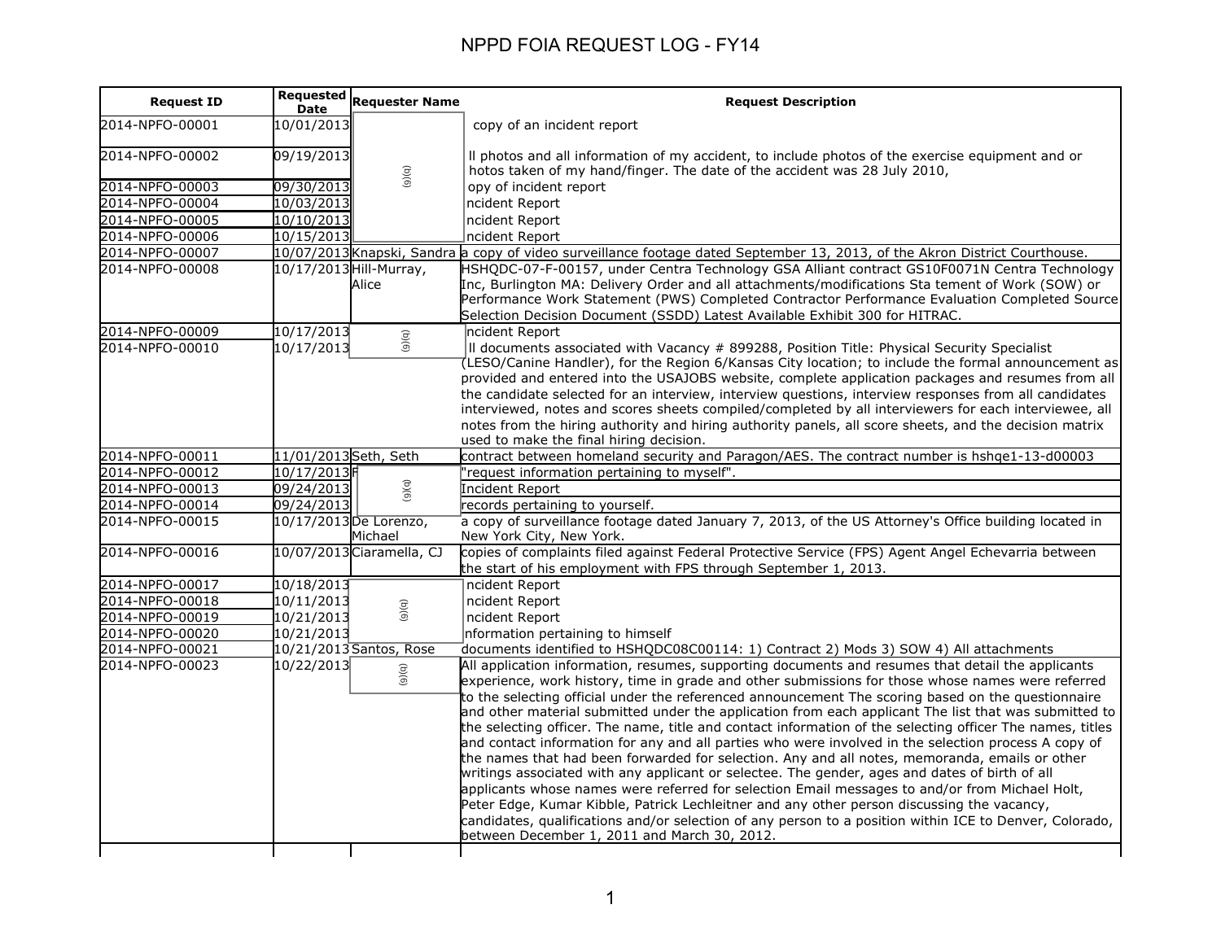# NPPD FOIA REQUEST LOG - FY14

| Request ID | Requested Date | Requester Name | Request Description |
|---|---|---|---|
| 2014-NPFO-00001 | 10/01/2013 | (b)(6) | copy of an incident report |
| 2014-NPFO-00002 | 09/19/2013 | | ll photos and all information of my accident, to include photos of the exercise equipment and or hotos taken of my hand/finger. The date of the accident was 28 July 2010, |
| 2014-NPFO-00003 | 09/30/2013 | | opy of incident report |
| 2014-NPFO-00004 | 10/03/2013 | | ncident Report |
| 2014-NPFO-00005 | 10/10/2013 | | ncident Report |
| 2014-NPFO-00006 | 10/15/2013 | | ncident Report |
| 2014-NPFO-00007 | 10/07/2013 | Knapski, Sandra | a copy of video surveillance footage dated September 13, 2013, of the Akron District Courthouse. |
| 2014-NPFO-00008 | 10/17/2013 | Hill-Murray, Alice | HSHQDC-07-F-00157, under Centra Technology GSA Alliant contract GS10F0071N Centra Technology Inc, Burlington MA: Delivery Order and all attachments/modifications Sta tement of Work (SOW) or Performance Work Statement (PWS) Completed Contractor Performance Evaluation Completed Source Selection Decision Document (SSDD) Latest Available Exhibit 300 for HITRAC. |
| 2014-NPFO-00009 | 10/17/2013 | (b)(6) | ncident Report |
| 2014-NPFO-00010 | 10/17/2013 | | ll documents associated with Vacancy # 899288, Position Title: Physical Security Specialist (LESO/Canine Handler), for the Region 6/Kansas City location; to include the formal announcement as provided and entered into the USAJOBS website, complete application packages and resumes from all the candidate selected for an interview, interview questions, interview responses from all candidates interviewed, notes and scores sheets compiled/completed by all interviewers for each interviewee, all notes from the hiring authority and hiring authority panels, all score sheets, and the decision matrix used to make the final hiring decision. |
| 2014-NPFO-00011 | 11/01/2013 | Seth, Seth | contract between homeland security and Paragon/AES. The contract number is hshqe1-13-d00003 |
| 2014-NPFO-00012 | 10/17/2013 | F (b)(6) | "request information pertaining to myself". |
| 2014-NPFO-00013 | 09/24/2013 | | Incident Report |
| 2014-NPFO-00014 | 09/24/2013 | | records pertaining to yourself. |
| 2014-NPFO-00015 | 10/17/2013 | De Lorenzo, Michael | a copy of surveillance footage dated January 7, 2013, of the US Attorney's Office building located in New York City, New York. |
| 2014-NPFO-00016 | 10/07/2013 | Ciaramella, CJ | copies of complaints filed against Federal Protective Service (FPS) Agent Angel Echevarria between the start of his employment with FPS through September 1, 2013. |
| 2014-NPFO-00017 | 10/18/2013 | (b)(6) | ncident Report |
| 2014-NPFO-00018 | 10/11/2013 | | ncident Report |
| 2014-NPFO-00019 | 10/21/2013 | | ncident Report |
| 2014-NPFO-00020 | 10/21/2013 | | nformation pertaining to himself |
| 2014-NPFO-00021 | 10/21/2013 | Santos, Rose | documents identified to HSHQDC08C00114: 1) Contract 2) Mods 3) SOW 4) All attachments |
| 2014-NPFO-00023 | 10/22/2013 | (b)(6) | All application information, resumes, supporting documents and resumes that detail the applicants experience, work history, time in grade and other submissions for those whose names were referred to the selecting official under the referenced announcement The scoring based on the questionnaire and other material submitted under the application from each applicant The list that was submitted to the selecting officer. The name, title and contact information of the selecting officer The names, titles and contact information for any and all parties who were involved in the selection process A copy of the names that had been forwarded for selection. Any and all notes, memoranda, emails or other writings associated with any applicant or selectee. The gender, ages and dates of birth of all applicants whose names were referred for selection Email messages to and/or from Michael Holt, Peter Edge, Kumar Kibble, Patrick Lechleitner and any other person discussing the vacancy, candidates, qualifications and/or selection of any person to a position within ICE to Denver, Colorado, between December 1, 2011 and March 30, 2012. |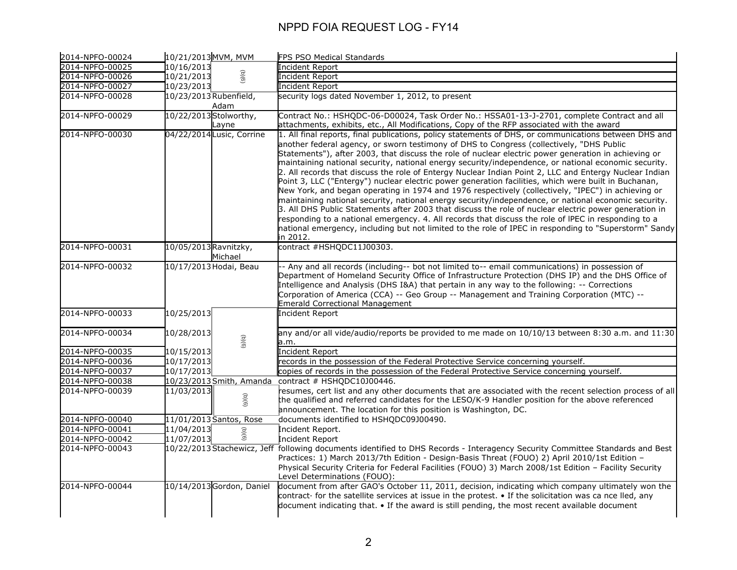# NPPD FOIA REQUEST LOG - FY14

| | | | |
|---|---|---|---|
| 2014-NPFO-00024 | 10/21/2013 | MVM, MVM | FPS PSO Medical Standards |
| 2014-NPFO-00025 | 10/16/2013 | (b)(6) | Incident Report |
| 2014-NPFO-00026 | 10/21/2013 | | Incident Report |
| 2014-NPFO-00027 | 10/23/2013 | | Incident Report |
| 2014-NPFO-00028 | 10/23/2013 | Rubenfield, Adam | security logs dated November 1, 2012, to present |
| 2014-NPFO-00029 | 10/22/2013 | Stolworthy, Layne | Contract No.: HSHQDC-06-D00024, Task Order No.: HSSA01-13-J-2701, complete Contract and all attachments, exhibits, etc., All Modifications, Copy of the RFP associated with the award |
| 2014-NPFO-00030 | 04/22/2014 | Lusic, Corrine | 1. All final reports, final publications, policy statements of DHS, or communications between DHS and another federal agency, or sworn testimony of DHS to Congress (collectively, "DHS Public Statements"), after 2003, that discuss the role of nuclear electric power generation in achieving or maintaining national security, national energy security/independence, or national economic security. 2. All records that discuss the role of Entergy Nuclear Indian Point 2, LLC and Entergy Nuclear Indian Point 3, LLC ("Entergy") nuclear electric power generation facilities, which were built in Buchanan, New York, and began operating in 1974 and 1976 respectively (collectively, "IPEC") in achieving or maintaining national security, national energy security/independence, or national economic security. 3. All DHS Public Statements after 2003 that discuss the role of nuclear electric power generation in responding to a national emergency. 4. All records that discuss the role of IPEC in responding to a national emergency, including but not limited to the role of IPEC in responding to "Superstorm" Sandy in 2012. |
| 2014-NPFO-00031 | 10/05/2013 | Ravnitzky, Michael | contract #HSHQDC11J00303. |
| 2014-NPFO-00032 | 10/17/2013 | Hodai, Beau | -- Any and all records (including-- bot not limited to-- email communications) in possession of Department of Homeland Security Office of Infrastructure Protection (DHS IP) and the DHS Office of Intelligence and Analysis (DHS I&A) that pertain in any way to the following: -- Corrections Corporation of America (CCA) -- Geo Group -- Management and Training Corporation (MTC) -- Emerald Correctional Management |
| 2014-NPFO-00033 | 10/25/2013 | (b)(6) | Incident Report |
| 2014-NPFO-00034 | 10/28/2013 | | any and/or all vide/audio/reports be provided to me made on 10/10/13 between 8:30 a.m. and 11:30 a.m. |
| 2014-NPFO-00035 | 10/15/2013 | | Incident Report |
| 2014-NPFO-00036 | 10/17/2013 | | records in the possession of the Federal Protective Service concerning yourself. |
| 2014-NPFO-00037 | 10/17/2013 | | copies of records in the possession of the Federal Protective Service concerning yourself. |
| 2014-NPFO-00038 | 10/23/2013 | Smith, Amanda | contract # HSHQDC10J00446. |
| 2014-NPFO-00039 | 11/03/2013 | (b)(6) | resumes, cert list and any other documents that are associated with the recent selection process of all the qualified and referred candidates for the LESO/K-9 Handler position for the above referenced announcement. The location for this position is Washington, DC. |
| 2014-NPFO-00040 | 11/01/2013 | Santos, Rose | documents identified to HSHQDC09J00490. |
| 2014-NPFO-00041 | 11/04/2013 | (b)(6) | Incident Report. |
| 2014-NPFO-00042 | 11/07/2013 | | Incident Report |
| 2014-NPFO-00043 | 10/22/2013 | Stachewicz, Jeff | following documents identified to DHS Records - Interagency Security Committee Standards and Best Practices: 1) March 2013/7th Edition - Design-Basis Threat (FOUO) 2) April 2010/1st Edition – Physical Security Criteria for Federal Facilities (FOUO) 3) March 2008/1st Edition – Facility Security Level Determinations (FOUO): |
| 2014-NPFO-00044 | 10/14/2013 | Gordon, Daniel | document from after GAO's October 11, 2011, decision, indicating which company ultimately won the contract· for the satellite services at issue in the protest. • If the solicitation was ca nce lled, any document indicating that. • If the award is still pending, the most recent available document |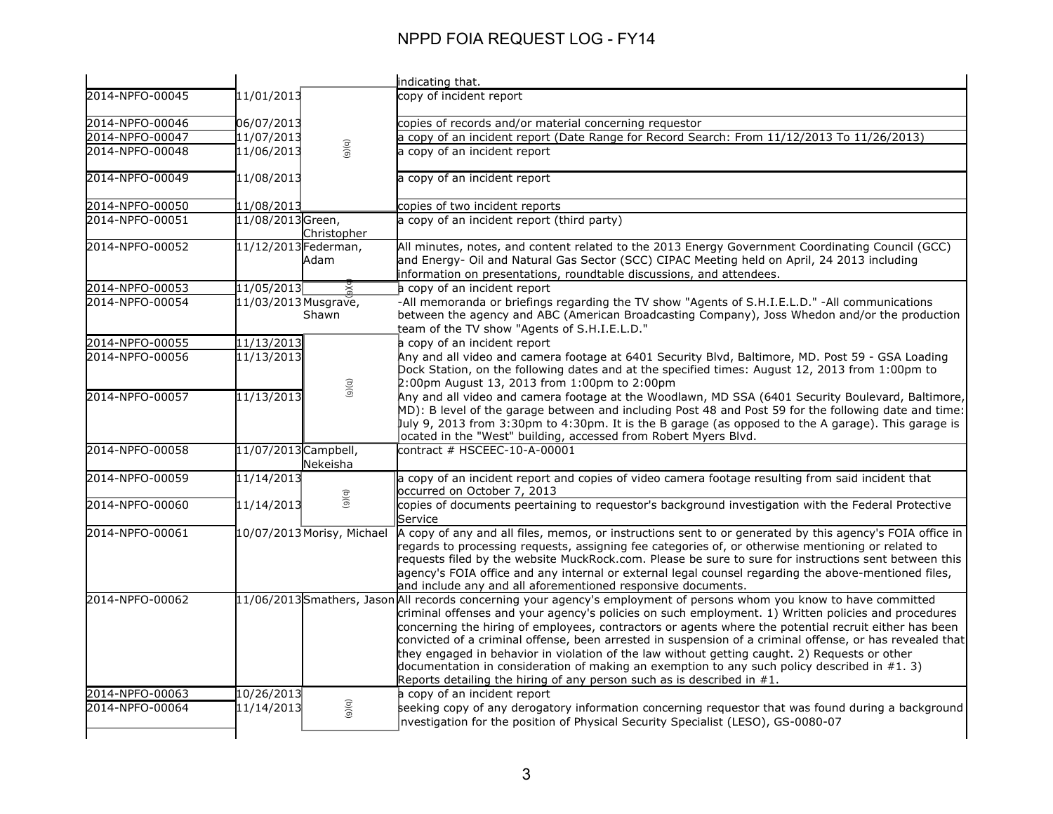# NPPD FOIA REQUEST LOG - FY14

| | | | |
|---|---|---|---|
| | | | indicating that. |
| 2014-NPFO-00045 | 11/01/2013 | (b)(6) | copy of incident report |
| 2014-NPFO-00046 | 06/07/2013 | (b)(6) | copies of records and/or material concerning requestor |
| 2014-NPFO-00047 | 11/07/2013 | (b)(6) | a copy of an incident report (Date Range for Record Search: From 11/12/2013 To 11/26/2013) |
| 2014-NPFO-00048 | 11/06/2013 | (b)(6) | a copy of an incident report |
| 2014-NPFO-00049 | 11/08/2013 | (b)(6) | a copy of an incident report |
| 2014-NPFO-00050 | 11/08/2013 | (b)(6) | copies of two incident reports |
| 2014-NPFO-00051 | 11/08/2013 | Green, Christopher | a copy of an incident report (third party) |
| 2014-NPFO-00052 | 11/12/2013 | Federman, Adam | All minutes, notes, and content related to the 2013 Energy Government Coordinating Council (GCC) and Energy- Oil and Natural Gas Sector (SCC) CIPAC Meeting held on April, 24 2013 including information on presentations, roundtable discussions, and attendees. |
| 2014-NPFO-00053 | 11/05/2013 | (b)(6) | a copy of an incident report |
| 2014-NPFO-00054 | 11/03/2013 | Musgrave, Shawn | -All memoranda or briefings regarding the TV show "Agents of S.H.I.E.L.D." -All communications between the agency and ABC (American Broadcasting Company), Joss Whedon and/or the production team of the TV show "Agents of S.H.I.E.L.D." |
| 2014-NPFO-00055 | 11/13/2013 | (b)(6) | a copy of an incident report |
| 2014-NPFO-00056 | 11/13/2013 | (b)(6) | Any and all video and camera footage at 6401 Security Blvd, Baltimore, MD. Post 59 - GSA Loading Dock Station, on the following dates and at the specified times: August 12, 2013 from 1:00pm to 2:00pm August 13, 2013 from 1:00pm to 2:00pm |
| 2014-NPFO-00057 | 11/13/2013 | (b)(6) | Any and all video and camera footage at the Woodlawn, MD SSA (6401 Security Boulevard, Baltimore, MD): B level of the garage between and including Post 48 and Post 59 for the following date and time: July 9, 2013 from 3:30pm to 4:30pm. It is the B garage (as opposed to the A garage). This garage is located in the "West" building, accessed from Robert Myers Blvd. |
| 2014-NPFO-00058 | 11/07/2013 | Campbell, Nekeisha | contract # HSCEEC-10-A-00001 |
| 2014-NPFO-00059 | 11/14/2013 | (b)(6) | a copy of an incident report and copies of video camera footage resulting from said incident that occurred on October 7, 2013 |
| 2014-NPFO-00060 | 11/14/2013 | (b)(6) | copies of documents peertaining to requestor's background investigation with the Federal Protective Service |
| 2014-NPFO-00061 | 10/07/2013 | Morisy, Michael | A copy of any and all files, memos, or instructions sent to or generated by this agency's FOIA office in regards to processing requests, assigning fee categories of, or otherwise mentioning or related to requests filed by the website MuckRock.com. Please be sure to sure for instructions sent between this agency's FOIA office and any internal or external legal counsel regarding the above-mentioned files, and include any and all aforementioned responsive documents. |
| 2014-NPFO-00062 | 11/06/2013 | Smathers, Jason | All records concerning your agency's employment of persons whom you know to have committed criminal offenses and your agency's policies on such employment. 1) Written policies and procedures concerning the hiring of employees, contractors or agents where the potential recruit either has been convicted of a criminal offense, been arrested in suspension of a criminal offense, or has revealed that they engaged in behavior in violation of the law without getting caught. 2) Requests or other documentation in consideration of making an exemption to any such policy described in #1. 3) Reports detailing the hiring of any person such as is described in #1. |
| 2014-NPFO-00063 | 10/26/2013 | (b)(6) | a copy of an incident report |
| 2014-NPFO-00064 | 11/14/2013 | (b)(6) | seeking copy of any derogatory information concerning requestor that was found during a background nvestigation for the position of Physical Security Specialist (LESO), GS-0080-07 |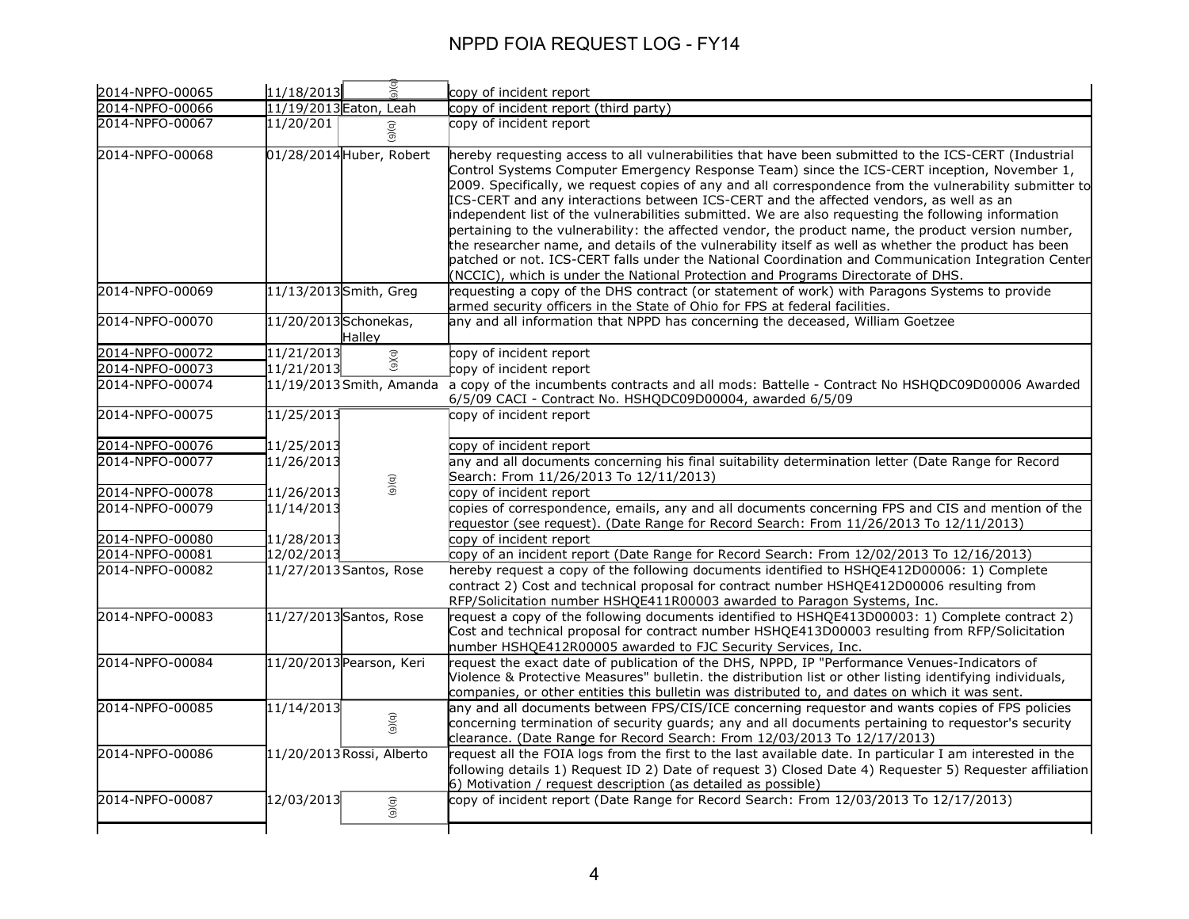# NPPD FOIA REQUEST LOG - FY14

| | | | |
|---|---|---|---|
| 2014-NPFO-00065 | 11/18/2013 | (b)(6) | copy of incident report |
| 2014-NPFO-00066 | 11/19/2013 | Eaton, Leah | copy of incident report (third party) |
| 2014-NPFO-00067 | 11/20/201 | (b)(6) | copy of incident report |
| 2014-NPFO-00068 | 01/28/2014 | Huber, Robert | hereby requesting access to all vulnerabilities that have been submitted to the ICS-CERT (Industrial Control Systems Computer Emergency Response Team) since the ICS-CERT inception, November 1, 2009. Specifically, we request copies of any and all correspondence from the vulnerability submitter to ICS-CERT and any interactions between ICS-CERT and the affected vendors, as well as an independent list of the vulnerabilities submitted. We are also requesting the following information pertaining to the vulnerability: the affected vendor, the product name, the product version number, the researcher name, and details of the vulnerability itself as well as whether the product has been patched or not. ICS-CERT falls under the National Coordination and Communication Integration Center (NCCIC), which is under the National Protection and Programs Directorate of DHS. |
| 2014-NPFO-00069 | 11/13/2013 | Smith, Greg | requesting a copy of the DHS contract (or statement of work) with Paragons Systems to provide armed security officers in the State of Ohio for FPS at federal facilities. |
| 2014-NPFO-00070 | 11/20/2013 | Schonekas, Halley | any and all information that NPPD has concerning the deceased, William Goetzee |
| 2014-NPFO-00072 | 11/21/2013 | (b)(6) | copy of incident report |
| 2014-NPFO-00073 | 11/21/2013 | | copy of incident report |
| 2014-NPFO-00074 | 11/19/2013 | Smith, Amanda | a copy of the incumbents contracts and all mods: Battelle - Contract No HSHQDC09D00006 Awarded 6/5/09 CACI - Contract No. HSHQDC09D00004, awarded 6/5/09 |
| 2014-NPFO-00075 | 11/25/2013 | (b)(6) | copy of incident report |
| 2014-NPFO-00076 | 11/25/2013 | | copy of incident report |
| 2014-NPFO-00077 | 11/26/2013 | | any and all documents concerning his final suitability determination letter (Date Range for Record Search: From 11/26/2013 To 12/11/2013) |
| 2014-NPFO-00078 | 11/26/2013 | | copy of incident report |
| 2014-NPFO-00079 | 11/14/2013 | | copies of correspondence, emails, any and all documents concerning FPS and CIS and mention of the requestor (see request). (Date Range for Record Search: From 11/26/2013 To 12/11/2013) |
| 2014-NPFO-00080 | 11/28/2013 | | copy of incident report |
| 2014-NPFO-00081 | 12/02/2013 | | copy of an incident report (Date Range for Record Search: From 12/02/2013 To 12/16/2013) |
| 2014-NPFO-00082 | 11/27/2013 | Santos, Rose | hereby request a copy of the following documents identified to HSHQE412D00006: 1) Complete contract 2) Cost and technical proposal for contract number HSHQE412D00006 resulting from RFP/Solicitation number HSHQE411R00003 awarded to Paragon Systems, Inc. |
| 2014-NPFO-00083 | 11/27/2013 | Santos, Rose | request a copy of the following documents identified to HSHQE413D00003: 1) Complete contract 2) Cost and technical proposal for contract number HSHQE413D00003 resulting from RFP/Solicitation number HSHQE412R00005 awarded to FJC Security Services, Inc. |
| 2014-NPFO-00084 | 11/20/2013 | Pearson, Keri | request the exact date of publication of the DHS, NPPD, IP "Performance Venues-Indicators of Violence & Protective Measures" bulletin. the distribution list or other listing identifying individuals, companies, or other entities this bulletin was distributed to, and dates on which it was sent. |
| 2014-NPFO-00085 | 11/14/2013 | (b)(6) | any and all documents between FPS/CIS/ICE concerning requestor and wants copies of FPS policies concerning termination of security guards; any and all documents pertaining to requestor's security clearance. (Date Range for Record Search: From 12/03/2013 To 12/17/2013) |
| 2014-NPFO-00086 | 11/20/2013 | Rossi, Alberto | request all the FOIA logs from the first to the last available date. In particular I am interested in the following details 1) Request ID 2) Date of request 3) Closed Date 4) Requester 5) Requester affiliation 6) Motivation / request description (as detailed as possible) |
| 2014-NPFO-00087 | 12/03/2013 | (b)(6) | copy of incident report (Date Range for Record Search: From 12/03/2013 To 12/17/2013) |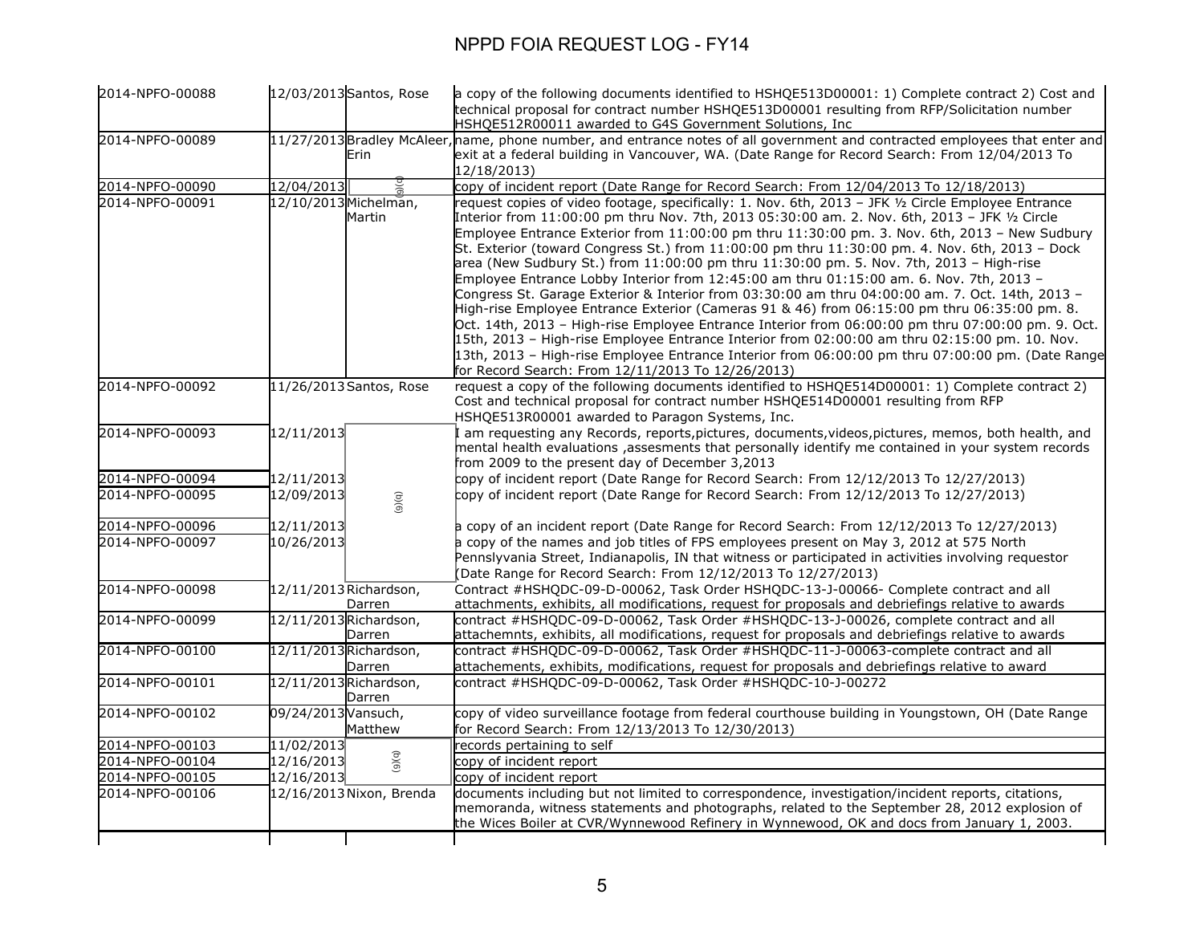# NPPD FOIA REQUEST LOG - FY14

| | | | |
|---|---|---|---|
| 2014-NPFO-00088 | 12/03/2013 | Santos, Rose | a copy of the following documents identified to HSHQE513D00001: 1) Complete contract 2) Cost and technical proposal for contract number HSHQE513D00001 resulting from RFP/Solicitation number HSHQE512R00011 awarded to G4S Government Solutions, Inc |
| 2014-NPFO-00089 | 11/27/2013 | Bradley McAleer, Erin | name, phone number, and entrance notes of all government and contracted employees that enter and exit at a federal building in Vancouver, WA. (Date Range for Record Search: From 12/04/2013 To 12/18/2013) |
| 2014-NPFO-00090 | 12/04/2013 | (b)(6) | copy of incident report (Date Range for Record Search: From 12/04/2013 To 12/18/2013) |
| 2014-NPFO-00091 | 12/10/2013 | Michelman, Martin | request copies of video footage, specifically: 1. Nov. 6th, 2013 – JFK ½ Circle Employee Entrance Interior from 11:00:00 pm thru Nov. 7th, 2013 05:30:00 am. 2. Nov. 6th, 2013 – JFK ½ Circle Employee Entrance Exterior from 11:00:00 pm thru 11:30:00 pm. 3. Nov. 6th, 2013 – New Sudbury St. Exterior (toward Congress St.) from 11:00:00 pm thru 11:30:00 pm. 4. Nov. 6th, 2013 – Dock area (New Sudbury St.) from 11:00:00 pm thru 11:30:00 pm. 5. Nov. 7th, 2013 – High-rise Employee Entrance Lobby Interior from 12:45:00 am thru 01:15:00 am. 6. Nov. 7th, 2013 – Congress St. Garage Exterior & Interior from 03:30:00 am thru 04:00:00 am. 7. Oct. 14th, 2013 – High-rise Employee Entrance Exterior (Cameras 91 & 46) from 06:15:00 pm thru 06:35:00 pm. 8. Oct. 14th, 2013 – High-rise Employee Entrance Interior from 06:00:00 pm thru 07:00:00 pm. 9. Oct. 15th, 2013 – High-rise Employee Entrance Interior from 02:00:00 am thru 02:15:00 pm. 10. Nov. 13th, 2013 – High-rise Employee Entrance Interior from 06:00:00 pm thru 07:00:00 pm. (Date Range for Record Search: From 12/11/2013 To 12/26/2013) |
| 2014-NPFO-00092 | 11/26/2013 | Santos, Rose | request a copy of the following documents identified to HSHQE514D00001: 1) Complete contract 2) Cost and technical proposal for contract number HSHQE514D00001 resulting from RFP HSHQE513R00001 awarded to Paragon Systems, Inc. |
| 2014-NPFO-00093 | 12/11/2013 | (b)(6) | I am requesting any Records, reports,pictures, documents,videos,pictures, memos, both health, and mental health evaluations ,assesments that personally identify me contained in your system records from 2009 to the present day of December 3,2013 |
| 2014-NPFO-00094 | 12/11/2013 | | copy of incident report (Date Range for Record Search: From 12/12/2013 To 12/27/2013) |
| 2014-NPFO-00095 | 12/09/2013 | | copy of incident report (Date Range for Record Search: From 12/12/2013 To 12/27/2013) |
| 2014-NPFO-00096 | 12/11/2013 | | a copy of an incident report (Date Range for Record Search: From 12/12/2013 To 12/27/2013) |
| 2014-NPFO-00097 | 10/26/2013 | | a copy of the names and job titles of FPS employees present on May 3, 2012 at 575 North Pennslyvania Street, Indianapolis, IN that witness or participated in activities involving requestor (Date Range for Record Search: From 12/12/2013 To 12/27/2013) |
| 2014-NPFO-00098 | 12/11/2013 | Richardson, Darren | Contract #HSHQDC-09-D-00062, Task Order HSHQDC-13-J-00066- Complete contract and all attachments, exhibits, all modifications, request for proposals and debriefings relative to awards |
| 2014-NPFO-00099 | 12/11/2013 | Richardson, Darren | contract #HSHQDC-09-D-00062, Task Order #HSHQDC-13-J-00026, complete contract and all attachemnts, exhibits, all modifications, request for proposals and debriefings relative to awards |
| 2014-NPFO-00100 | 12/11/2013 | Richardson, Darren | contract #HSHQDC-09-D-00062, Task Order #HSHQDC-11-J-00063-complete contract and all attachements, exhibits, modifications, request for proposals and debriefings relative to award |
| 2014-NPFO-00101 | 12/11/2013 | Richardson, Darren | contract #HSHQDC-09-D-00062, Task Order #HSHQDC-10-J-00272 |
| 2014-NPFO-00102 | 09/24/2013 | Vansuch, Matthew | copy of video surveillance footage from federal courthouse building in Youngstown, OH (Date Range for Record Search: From 12/13/2013 To 12/30/2013) |
| 2014-NPFO-00103 | 11/02/2013 | (b)(6) | records pertaining to self |
| 2014-NPFO-00104 | 12/16/2013 | | copy of incident report |
| 2014-NPFO-00105 | 12/16/2013 | | copy of incident report |
| 2014-NPFO-00106 | 12/16/2013 | Nixon, Brenda | documents including but not limited to correspondence, investigation/incident reports, citations, memoranda, witness statements and photographs, related to the September 28, 2012 explosion of the Wices Boiler at CVR/Wynnewood Refinery in Wynnewood, OK and docs from January 1, 2003. |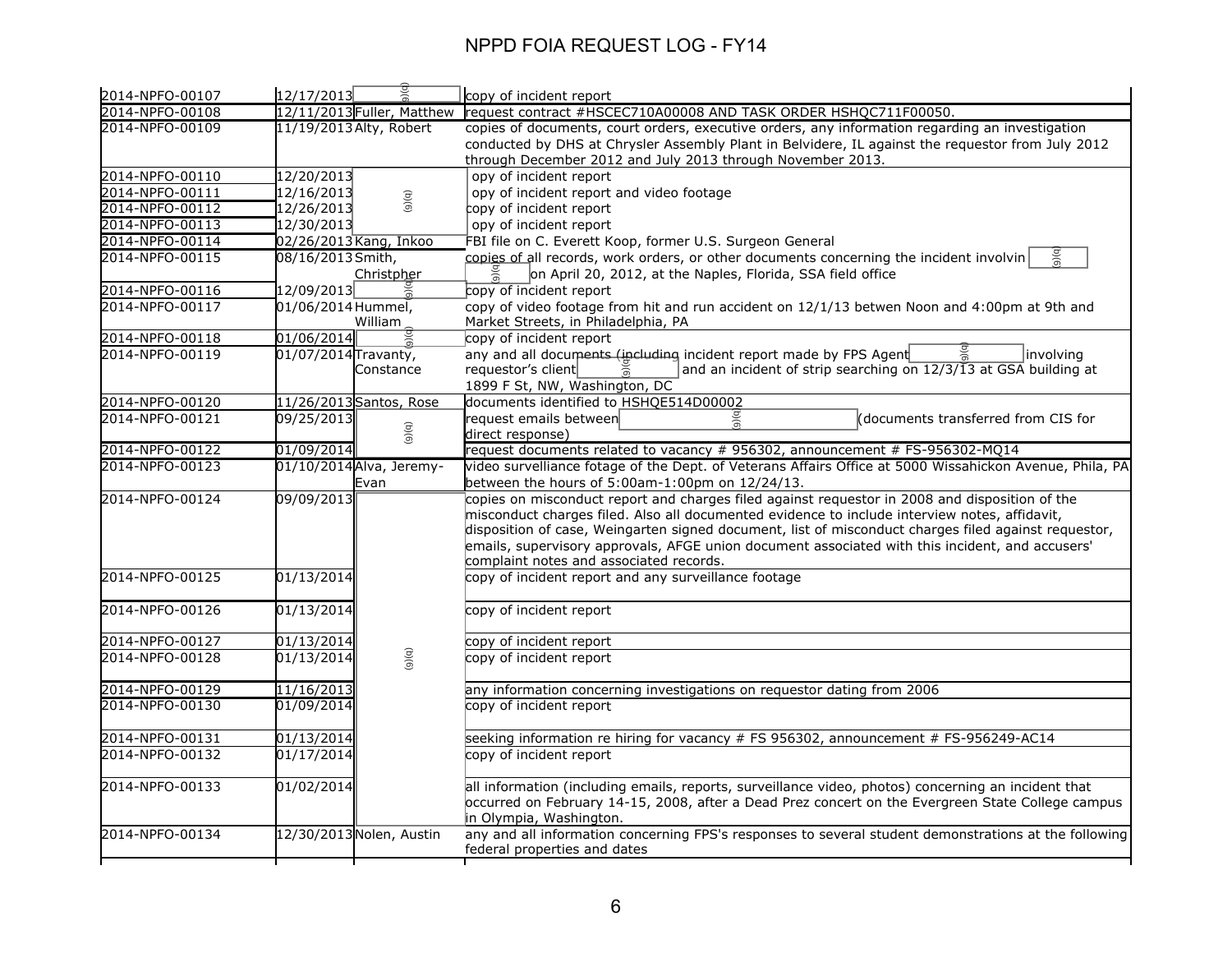# NPPD FOIA REQUEST LOG - FY14

| | | | |
|---|---|---|---|
| 2014-NPFO-00107 | 12/17/2013 | (b)(6) | copy of incident report |
| 2014-NPFO-00108 | 12/11/2013 | Fuller, Matthew | request contract #HSCEC710A00008 AND TASK ORDER HSHQC711F00050. |
| 2014-NPFO-00109 | 11/19/2013 | Alty, Robert | copies of documents, court orders, executive orders, any information regarding an investigation conducted by DHS at Chrysler Assembly Plant in Belvidere, IL against the requestor from July 2012 through December 2012 and July 2013 through November 2013. |
| 2014-NPFO-00110 | 12/20/2013 | (b)(6) | opy of incident report |
| 2014-NPFO-00111 | 12/16/2013 | (b)(6) | opy of incident report and video footage |
| 2014-NPFO-00112 | 12/26/2013 | (b)(6) | copy of incident report |
| 2014-NPFO-00113 | 12/30/2013 | (b)(6) | opy of incident report |
| 2014-NPFO-00114 | 02/26/2013 | Kang, Inkoo | FBI file on C. Everett Koop, former U.S. Surgeon General |
| 2014-NPFO-00115 | 08/16/2013 | Smith, Christpher | copies of all records, work orders, or other documents concerning the incident involvin (b)(6) on April 20, 2012, at the Naples, Florida, SSA field office |
| 2014-NPFO-00116 | 12/09/2013 | (b)(6) | copy of incident report |
| 2014-NPFO-00117 | 01/06/2014 | Hummel, William | copy of video footage from hit and run accident on 12/1/13 betwen Noon and 4:00pm at 9th and Market Streets, in Philadelphia, PA |
| 2014-NPFO-00118 | 01/06/2014 | (b)(6) | copy of incident report |
| 2014-NPFO-00119 | 01/07/2014 | Travanty, Constance | any and all documents (including incident report made by FPS Agent (b)(6) involving requestor's client (b)(6) and an incident of strip searching on 12/3/13 at GSA building at 1899 F St, NW, Washington, DC |
| 2014-NPFO-00120 | 11/26/2013 | Santos, Rose | documents identified to HSHQE514D00002 |
| 2014-NPFO-00121 | 09/25/2013 | (b)(6) | request emails between (b)(6) (documents transferred from CIS for direct response) |
| 2014-NPFO-00122 | 01/09/2014 | (b)(6) | request documents related to vacancy # 956302, announcement # FS-956302-MQ14 |
| 2014-NPFO-00123 | 01/10/2014 | Alva, Jeremy-Evan | video surveilliance fotage of the Dept. of Veterans Affairs Office at 5000 Wissahickon Avenue, Phila, PA between the hours of 5:00am-1:00pm on 12/24/13. |
| 2014-NPFO-00124 | 09/09/2013 | (b)(6) | copies on misconduct report and charges filed against requestor in 2008 and disposition of the misconduct charges filed. Also all documented evidence to include interview notes, affidavit, disposition of case, Weingarten signed document, list of misconduct charges filed against requestor, emails, supervisory approvals, AFGE union document associated with this incident, and accusers' complaint notes and associated records. |
| 2014-NPFO-00125 | 01/13/2014 | (b)(6) | copy of incident report and any surveillance footage |
| 2014-NPFO-00126 | 01/13/2014 | (b)(6) | copy of incident report |
| 2014-NPFO-00127 | 01/13/2014 | (b)(6) | copy of incident report |
| 2014-NPFO-00128 | 01/13/2014 | (b)(6) | copy of incident report |
| 2014-NPFO-00129 | 11/16/2013 | (b)(6) | any information concerning investigations on requestor dating from 2006 |
| 2014-NPFO-00130 | 01/09/2014 | (b)(6) | copy of incident report |
| 2014-NPFO-00131 | 01/13/2014 | (b)(6) | seeking information re hiring for vacancy # FS 956302, announcement # FS-956249-AC14 |
| 2014-NPFO-00132 | 01/17/2014 | (b)(6) | copy of incident report |
| 2014-NPFO-00133 | 01/02/2014 | (b)(6) | all information (including emails, reports, surveillance video, photos) concerning an incident that occurred on February 14-15, 2008, after a Dead Prez concert on the Evergreen State College campus in Olympia, Washington. |
| 2014-NPFO-00134 | 12/30/2013 | Nolen, Austin | any and all information concerning FPS's responses to several student demonstrations at the following federal properties and dates |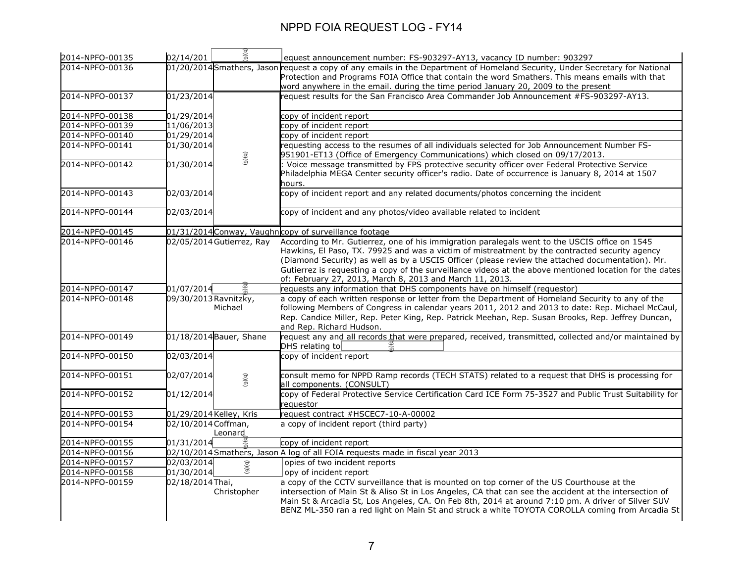# NPPD FOIA REQUEST LOG - FY14

| | | | |
|---|---|---|---|
| 2014-NPFO-00135 | 02/14/201 | (b)(6) | equest announcement number: FS-903297-AY13, vacancy ID number: 903297 |
| 2014-NPFO-00136 | 01/20/2014 | Smathers, Jason | request a copy of any emails in the Department of Homeland Security, Under Secretary for National Protection and Programs FOIA Office that contain the word Smathers. This means emails with that word anywhere in the email. during the time period January 20, 2009 to the present |
| 2014-NPFO-00137 | 01/23/2014 | (b)(6) | request results for the San Francisco Area Commander Job Announcement #FS-903297-AY13. |
| 2014-NPFO-00138 | 01/29/2014 | | copy of incident report |
| 2014-NPFO-00139 | 11/06/2013 | | copy of incident report |
| 2014-NPFO-00140 | 01/29/2014 | | copy of incident report |
| 2014-NPFO-00141 | 01/30/2014 | | requesting access to the resumes of all individuals selected for Job Announcement Number FS-951901-ET13 (Office of Emergency Communications) which closed on 09/17/2013. |
| 2014-NPFO-00142 | 01/30/2014 | | : Voice message transmitted by FPS protective security officer over Federal Protective Service Philadelphia MEGA Center security officer's radio. Date of occurrence is January 8, 2014 at 1507 hours. |
| 2014-NPFO-00143 | 02/03/2014 | | copy of incident report and any related documents/photos concerning the incident |
| 2014-NPFO-00144 | 02/03/2014 | | copy of incident and any photos/video available related to incident |
| 2014-NPFO-00145 | 01/31/2014 | Conway, Vaughn | copy of surveillance footage |
| 2014-NPFO-00146 | 02/05/2014 | Gutierrez, Ray | According to Mr. Gutierrez, one of his immigration paralegals went to the USCIS office on 1545 Hawkins, El Paso, TX. 79925 and was a victim of mistreatment by the contracted security agency (Diamond Security) as well as by a USCIS Officer (please review the attached documentation). Mr. Gutierrez is requesting a copy of the surveillance videos at the above mentioned location for the dates of: February 27, 2013, March 8, 2013 and March 11, 2013. |
| 2014-NPFO-00147 | 01/07/2014 | (b)(6) | requests any information that DHS components have on himself (requestor) |
| 2014-NPFO-00148 | 09/30/2013 | Ravnitzky, Michael | a copy of each written response or letter from the Department of Homeland Security to any of the following Members of Congress in calendar years 2011, 2012 and 2013 to date: Rep. Michael McCaul, Rep. Candice Miller, Rep. Peter King, Rep. Patrick Meehan, Rep. Susan Brooks, Rep. Jeffrey Duncan, and Rep. Richard Hudson. |
| 2014-NPFO-00149 | 01/18/2014 | Bauer, Shane | request any and all records that were prepared, received, transmitted, collected and/or maintained by DHS relating to (b)(6) |
| 2014-NPFO-00150 | 02/03/2014 | (b)(6) | copy of incident report |
| 2014-NPFO-00151 | 02/07/2014 | | consult memo for NPPD Ramp records (TECH STATS) related to a request that DHS is processing for all components. (CONSULT) |
| 2014-NPFO-00152 | 01/12/2014 | | copy of Federal Protective Service Certification Card ICE Form 75-3527 and Public Trust Suitability for requestor |
| 2014-NPFO-00153 | 01/29/2014 | Kelley, Kris | request contract #HSCEC7-10-A-00002 |
| 2014-NPFO-00154 | 02/10/2014 | Coffman, Leonard | a copy of incident report (third party) |
| 2014-NPFO-00155 | 01/31/2014 | (b)(6) | copy of incident report |
| 2014-NPFO-00156 | 02/10/2014 | Smathers, Jason | A log of all FOIA requests made in fiscal year 2013 |
| 2014-NPFO-00157 | 02/03/2014 | (b)(6) | opies of two incident reports |
| 2014-NPFO-00158 | 01/30/2014 | | opy of incident report |
| 2014-NPFO-00159 | 02/18/2014 | Thai, Christopher | a copy of the CCTV surveillance that is mounted on top corner of the US Courthouse at the intersection of Main St & Aliso St in Los Angeles, CA that can see the accident at the intersection of Main St & Arcadia St, Los Angeles, CA. On Feb 8th, 2014 at around 7:10 pm. A driver of Silver SUV BENZ ML-350 ran a red light on Main St and struck a white TOYOTA COROLLA coming from Arcadia St |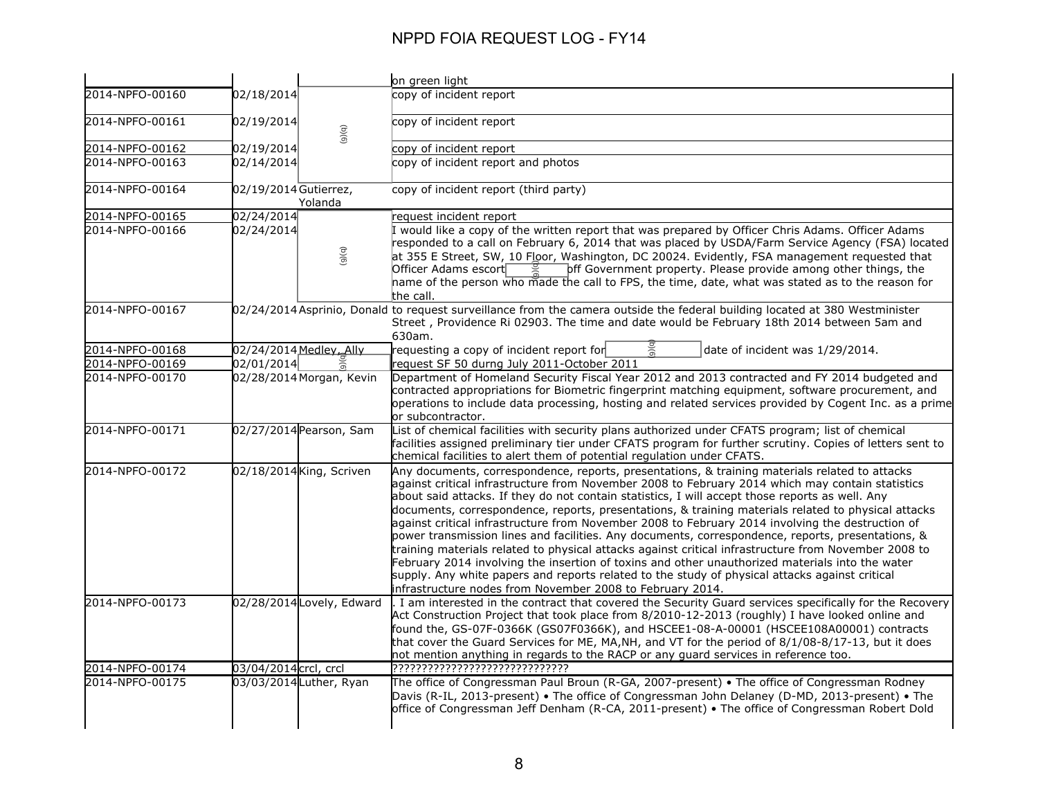# NPPD FOIA REQUEST LOG - FY14

| | | | |
|---|---|---|---|
| | | | on green light |
| 2014-NPFO-00160 | 02/18/2014 | (b)(6) | copy of incident report |
| 2014-NPFO-00161 | 02/19/2014 | | copy of incident report |
| 2014-NPFO-00162 | 02/19/2014 | | copy of incident report |
| 2014-NPFO-00163 | 02/14/2014 | | copy of incident report and photos |
| 2014-NPFO-00164 | 02/19/2014 | Gutierrez, Yolanda | copy of incident report (third party) |
| 2014-NPFO-00165 | 02/24/2014 | (b)(6) | request incident report |
| 2014-NPFO-00166 | 02/24/2014 | | I would like a copy of the written report that was prepared by Officer Chris Adams. Officer Adams responded to a call on February 6, 2014 that was placed by USDA/Farm Service Agency (FSA) located at 355 E Street, SW, 10 Floor, Washington, DC 20024. Evidently, FSA management requested that Officer Adams escort (b)(6) off Government property. Please provide among other things, the name of the person who made the call to FPS, the time, date, what was stated as to the reason for the call. |
| 2014-NPFO-00167 | 02/24/2014 | Asprinio, Donald | to request surveillance from the camera outside the federal building located at 380 Westminister Street , Providence Ri 02903. The time and date would be February 18th 2014 between 5am and 630am. |
| 2014-NPFO-00168 | 02/24/2014 | Medley, Ally | requesting a copy of incident report for (b)(6) date of incident was 1/29/2014. |
| 2014-NPFO-00169 | 02/01/2014 | (b)(6) | request SF 50 durng July 2011-October 2011 |
| 2014-NPFO-00170 | 02/28/2014 | Morgan, Kevin | Department of Homeland Security Fiscal Year 2012 and 2013 contracted and FY 2014 budgeted and contracted appropriations for Biometric fingerprint matching equipment, software procurement, and operations to include data processing, hosting and related services provided by Cogent Inc. as a prime or subcontractor. |
| 2014-NPFO-00171 | 02/27/2014 | Pearson, Sam | List of chemical facilities with security plans authorized under CFATS program; list of chemical facilities assigned preliminary tier under CFATS program for further scrutiny. Copies of letters sent to chemical facilities to alert them of potential regulation under CFATS. |
| 2014-NPFO-00172 | 02/18/2014 | King, Scriven | Any documents, correspondence, reports, presentations, & training materials related to attacks against critical infrastructure from November 2008 to February 2014 which may contain statistics about said attacks. If they do not contain statistics, I will accept those reports as well. Any documents, correspondence, reports, presentations, & training materials related to physical attacks against critical infrastructure from November 2008 to February 2014 involving the destruction of power transmission lines and facilities. Any documents, correspondence, reports, presentations, & training materials related to physical attacks against critical infrastructure from November 2008 to February 2014 involving the insertion of toxins and other unauthorized materials into the water supply. Any white papers and reports related to the study of physical attacks against critical infrastructure nodes from November 2008 to February 2014. |
| 2014-NPFO-00173 | 02/28/2014 | Lovely, Edward | . I am interested in the contract that covered the Security Guard services specifically for the Recovery Act Construction Project that took place from 8/2010-12-2013 (roughly) I have looked online and found the, GS-07F-0366K (GS07F0366K), and HSCEE1-08-A-00001 (HSCEE108A00001) contracts that cover the Guard Services for ME, MA,NH, and VT for the period of 8/1/08-8/17-13, but it does not mention anything in regards to the RACP or any guard services in reference too. |
| 2014-NPFO-00174 | 03/04/2014 | crcl, crcl | ?????????????????????????????? |
| 2014-NPFO-00175 | 03/03/2014 | Luther, Ryan | The office of Congressman Paul Broun (R-GA, 2007-present) • The office of Congressman Rodney Davis (R-IL, 2013-present) • The office of Congressman John Delaney (D-MD, 2013-present) • The office of Congressman Jeff Denham (R-CA, 2011-present) • The office of Congressman Robert Dold |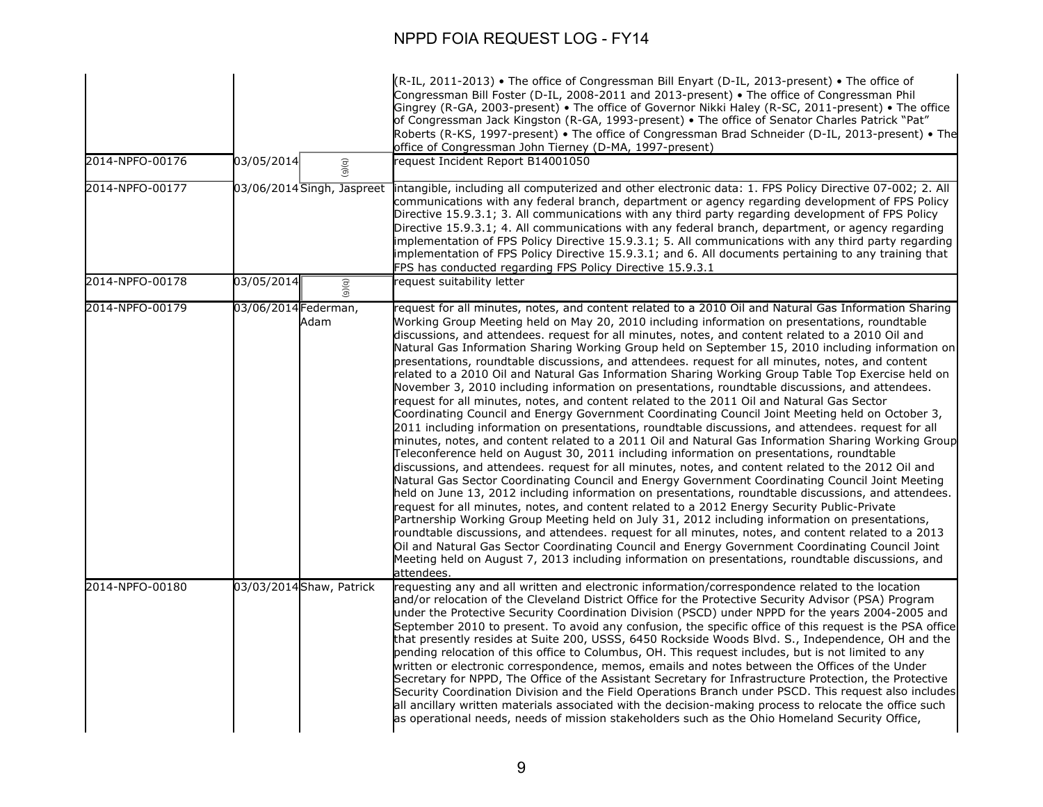# NPPD FOIA REQUEST LOG - FY14

| | | | |
|---|---|---|---|
| | | | (R-IL, 2011-2013) • The office of Congressman Bill Enyart (D-IL, 2013-present) • The office of Congressman Bill Foster (D-IL, 2008-2011 and 2013-present) • The office of Congressman Phil Gingrey (R-GA, 2003-present) • The office of Governor Nikki Haley (R-SC, 2011-present) • The office of Congressman Jack Kingston (R-GA, 1993-present) • The office of Senator Charles Patrick "Pat" Roberts (R-KS, 1997-present) • The office of Congressman Brad Schneider (D-IL, 2013-present) • The office of Congressman John Tierney (D-MA, 1997-present) |
| 2014-NPFO-00176 | 03/05/2014 | (b)(6) | request Incident Report B14001050 |
| 2014-NPFO-00177 | 03/06/2014 | Singh, Jaspreet | intangible, including all computerized and other electronic data: 1. FPS Policy Directive 07-002; 2. All communications with any federal branch, department or agency regarding development of FPS Policy Directive 15.9.3.1; 3. All communications with any third party regarding development of FPS Policy Directive 15.9.3.1; 4. All communications with any federal branch, department, or agency regarding implementation of FPS Policy Directive 15.9.3.1; 5. All communications with any third party regarding implementation of FPS Policy Directive 15.9.3.1; and 6. All documents pertaining to any training that FPS has conducted regarding FPS Policy Directive 15.9.3.1 |
| 2014-NPFO-00178 | 03/05/2014 | (b)(6) | request suitability letter |
| 2014-NPFO-00179 | 03/06/2014 | Federman, Adam | request for all minutes, notes, and content related to a 2010 Oil and Natural Gas Information Sharing Working Group Meeting held on May 20, 2010 including information on presentations, roundtable discussions, and attendees. request for all minutes, notes, and content related to a 2010 Oil and Natural Gas Information Sharing Working Group held on September 15, 2010 including information on presentations, roundtable discussions, and attendees. request for all minutes, notes, and content related to a 2010 Oil and Natural Gas Information Sharing Working Group Table Top Exercise held on November 3, 2010 including information on presentations, roundtable discussions, and attendees. request for all minutes, notes, and content related to the 2011 Oil and Natural Gas Sector Coordinating Council and Energy Government Coordinating Council Joint Meeting held on October 3, 2011 including information on presentations, roundtable discussions, and attendees. request for all minutes, notes, and content related to a 2011 Oil and Natural Gas Information Sharing Working Group Teleconference held on August 30, 2011 including information on presentations, roundtable discussions, and attendees. request for all minutes, notes, and content related to the 2012 Oil and Natural Gas Sector Coordinating Council and Energy Government Coordinating Council Joint Meeting held on June 13, 2012 including information on presentations, roundtable discussions, and attendees. request for all minutes, notes, and content related to a 2012 Energy Security Public-Private Partnership Working Group Meeting held on July 31, 2012 including information on presentations, roundtable discussions, and attendees. request for all minutes, notes, and content related to a 2013 Oil and Natural Gas Sector Coordinating Council and Energy Government Coordinating Council Joint Meeting held on August 7, 2013 including information on presentations, roundtable discussions, and attendees. |
| 2014-NPFO-00180 | 03/03/2014 | Shaw, Patrick | requesting any and all written and electronic information/correspondence related to the location and/or relocation of the Cleveland District Office for the Protective Security Advisor (PSA) Program under the Protective Security Coordination Division (PSCD) under NPPD for the years 2004-2005 and September 2010 to present. To avoid any confusion, the specific office of this request is the PSA office that presently resides at Suite 200, USSS, 6450 Rockside Woods Blvd. S., Independence, OH and the pending relocation of this office to Columbus, OH. This request includes, but is not limited to any written or electronic correspondence, memos, emails and notes between the Offices of the Under Secretary for NPPD, The Office of the Assistant Secretary for Infrastructure Protection, the Protective Security Coordination Division and the Field Operations Branch under PSCD. This request also includes all ancillary written materials associated with the decision-making process to relocate the office such as operational needs, needs of mission stakeholders such as the Ohio Homeland Security Office, |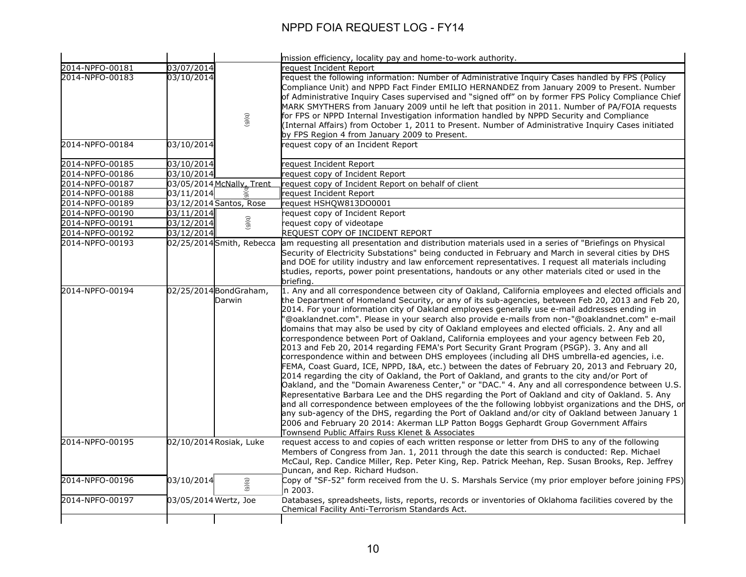# NPPD FOIA REQUEST LOG - FY14

| | | | |
|---|---|---|---|
| | | | mission efficiency, locality pay and home-to-work authority. |
| 2014-NPFO-00181 | 03/07/2014 | (b)(6) | request Incident Report |
| 2014-NPFO-00183 | 03/10/2014 | (b)(6) | request the following information: Number of Administrative Inquiry Cases handled by FPS (Policy Compliance Unit) and NPPD Fact Finder EMILIO HERNANDEZ from January 2009 to Present. Number of Administrative Inquiry Cases supervised and "signed off" on by former FPS Policy Compliance Chief MARK SMYTHERS from January 2009 until he left that position in 2011. Number of PA/FOIA requests for FPS or NPPD Internal Investigation information handled by NPPD Security and Compliance (Internal Affairs) from October 1, 2011 to Present. Number of Administrative Inquiry Cases initiated by FPS Region 4 from January 2009 to Present. |
| 2014-NPFO-00184 | 03/10/2014 | (b)(6) | request copy of an Incident Report |
| 2014-NPFO-00185 | 03/10/2014 | (b)(6) | request Incident Report |
| 2014-NPFO-00186 | 03/10/2014 | (b)(6) | request copy of Incident Report |
| 2014-NPFO-00187 | 03/05/2014 | McNally, Trent | request copy of Incident Report on behalf of client |
| 2014-NPFO-00188 | 03/11/2014 | (b)(6) | request Incident Report |
| 2014-NPFO-00189 | 03/12/2014 | Santos, Rose | request HSHQW813DO0001 |
| 2014-NPFO-00190 | 03/11/2014 | (b)(6) | request copy of Incident Report |
| 2014-NPFO-00191 | 03/12/2014 | (b)(6) | request copy of videotape |
| 2014-NPFO-00192 | 03/12/2014 | (b)(6) | REQUEST COPY OF INCIDENT REPORT |
| 2014-NPFO-00193 | 02/25/2014 | Smith, Rebecca | am requesting all presentation and distribution materials used in a series of "Briefings on Physical Security of Electricity Substations" being conducted in February and March in several cities by DHS and DOE for utility industry and law enforcement representatives. I request all materials including studies, reports, power point presentations, handouts or any other materials cited or used in the briefing. |
| 2014-NPFO-00194 | 02/25/2014 | BondGraham, Darwin | 1. Any and all correspondence between city of Oakland, California employees and elected officials and the Department of Homeland Security, or any of its sub-agencies, between Feb 20, 2013 and Feb 20, 2014. For your information city of Oakland employees generally use e-mail addresses ending in "@oaklandnet.com". Please in your search also provide e-mails from non-"@oaklandnet.com" e-mail domains that may also be used by city of Oakland employees and elected officials. 2. Any and all correspondence between Port of Oakland, California employees and your agency between Feb 20, 2013 and Feb 20, 2014 regarding FEMA's Port Security Grant Program (PSGP). 3. Any and all correspondence within and between DHS employees (including all DHS umbrella-ed agencies, i.e. FEMA, Coast Guard, ICE, NPPD, I&A, etc.) between the dates of February 20, 2013 and February 20, 2014 regarding the city of Oakland, the Port of Oakland, and grants to the city and/or Port of Oakland, and the "Domain Awareness Center," or "DAC." 4. Any and all correspondence between U.S. Representative Barbara Lee and the DHS regarding the Port of Oakland and city of Oakland. 5. Any and all correspondence between employees of the the following lobbyist organizations and the DHS, or any sub-agency of the DHS, regarding the Port of Oakland and/or city of Oakland between January 1 2006 and February 20 2014: Akerman LLP Patton Boggs Gephardt Group Government Affairs Townsend Public Affairs Russ Klenet & Associates |
| 2014-NPFO-00195 | 02/10/2014 | Rosiak, Luke | request access to and copies of each written response or letter from DHS to any of the following Members of Congress from Jan. 1, 2011 through the date this search is conducted: Rep. Michael McCaul, Rep. Candice Miller, Rep. Peter King, Rep. Patrick Meehan, Rep. Susan Brooks, Rep. Jeffrey Duncan, and Rep. Richard Hudson. |
| 2014-NPFO-00196 | 03/10/2014 | (b)(6) | Copy of "SF-52" form received from the U. S. Marshals Service (my prior employer before joining FPS) in 2003. |
| 2014-NPFO-00197 | 03/05/2014 | Wertz, Joe | Databases, spreadsheets, lists, reports, records or inventories of Oklahoma facilities covered by the Chemical Facility Anti-Terrorism Standards Act. |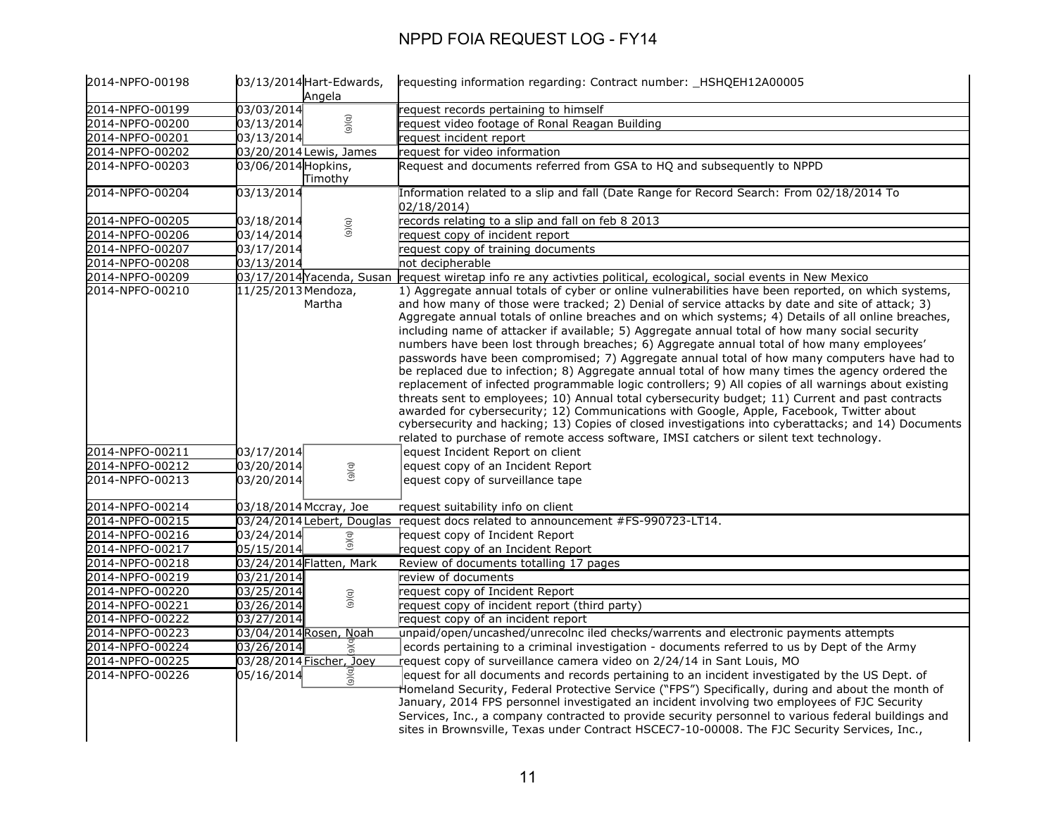# NPPD FOIA REQUEST LOG - FY14

| | | | |
|---|---|---|---|
| 2014-NPFO-00198 | 03/13/2014 | Hart-Edwards, Angela | requesting information regarding: Contract number: _HSHQEH12A00005 |
| 2014-NPFO-00199 | 03/03/2014 | (b)(6) | request records pertaining to himself |
| 2014-NPFO-00200 | 03/13/2014 | | request video footage of Ronal Reagan Building |
| 2014-NPFO-00201 | 03/13/2014 | | request incident report |
| 2014-NPFO-00202 | 03/20/2014 | Lewis, James | request for video information |
| 2014-NPFO-00203 | 03/06/2014 | Hopkins, Timothy | Request and documents referred from GSA to HQ and subsequently to NPPD |
| 2014-NPFO-00204 | 03/13/2014 | (b)(6) | Information related to a slip and fall (Date Range for Record Search: From 02/18/2014 To 02/18/2014) |
| 2014-NPFO-00205 | 03/18/2014 | | records relating to a slip and fall on feb 8 2013 |
| 2014-NPFO-00206 | 03/14/2014 | | request copy of incident report |
| 2014-NPFO-00207 | 03/17/2014 | | request copy of training documents |
| 2014-NPFO-00208 | 03/13/2014 | | not decipherable |
| 2014-NPFO-00209 | 03/17/2014 | Yacenda, Susan | request wiretap info re any activties political, ecological, social events in New Mexico |
| 2014-NPFO-00210 | 11/25/2013 | Mendoza, Martha | 1) Aggregate annual totals of cyber or online vulnerabilities have been reported, on which systems, and how many of those were tracked; 2) Denial of service attacks by date and site of attack; 3) Aggregate annual totals of online breaches and on which systems; 4) Details of all online breaches, including name of attacker if available; 5) Aggregate annual total of how many social security numbers have been lost through breaches; 6) Aggregate annual total of how many employees' passwords have been compromised; 7) Aggregate annual total of how many computers have had to be replaced due to infection; 8) Aggregate annual total of how many times the agency ordered the replacement of infected programmable logic controllers; 9) All copies of all warnings about existing threats sent to employees; 10) Annual total cybersecurity budget; 11) Current and past contracts awarded for cybersecurity; 12) Communications with Google, Apple, Facebook, Twitter about cybersecurity and hacking; 13) Copies of closed investigations into cyberattacks; and 14) Documents related to purchase of remote access software, IMSI catchers or silent text technology. |
| 2014-NPFO-00211 | 03/17/2014 | (b)(6) | equest Incident Report on client |
| 2014-NPFO-00212 | 03/20/2014 | | equest copy of an Incident Report |
| 2014-NPFO-00213 | 03/20/2014 | | equest copy of surveillance tape |
| 2014-NPFO-00214 | 03/18/2014 | Mccray, Joe | request suitability info on client |
| 2014-NPFO-00215 | 03/24/2014 | Lebert, Douglas | request docs related to announcement #FS-990723-LT14. |
| 2014-NPFO-00216 | 03/24/2014 | (b)(6) | request copy of Incident Report |
| 2014-NPFO-00217 | 05/15/2014 | | request copy of an Incident Report |
| 2014-NPFO-00218 | 03/24/2014 | Flatten, Mark | Review of documents totalling 17 pages |
| 2014-NPFO-00219 | 03/21/2014 | (b)(6) | review of documents |
| 2014-NPFO-00220 | 03/25/2014 | | request copy of Incident Report |
| 2014-NPFO-00221 | 03/26/2014 | | request copy of incident report (third party) |
| 2014-NPFO-00222 | 03/27/2014 | | request copy of an incident report |
| 2014-NPFO-00223 | 03/04/2014 | Rosen, Noah | unpaid/open/uncashed/unrecolnc iled checks/warrents and electronic payments attempts |
| 2014-NPFO-00224 | 03/26/2014 | (b)(6) | ecords pertaining to a criminal investigation - documents referred to us by Dept of the Army |
| 2014-NPFO-00225 | 03/28/2014 | Fischer, Joey | request copy of surveillance camera video on 2/24/14 in Sant Louis, MO |
| 2014-NPFO-00226 | 05/16/2014 | (b)(6) | equest for all documents and records pertaining to an incident investigated by the US Dept. of Homeland Security, Federal Protective Service ("FPS") Specifically, during and about the month of January, 2014 FPS personnel investigated an incident involving two employees of FJC Security Services, Inc., a company contracted to provide security personnel to various federal buildings and sites in Brownsville, Texas under Contract HSCEC7-10-00008. The FJC Security Services, Inc., |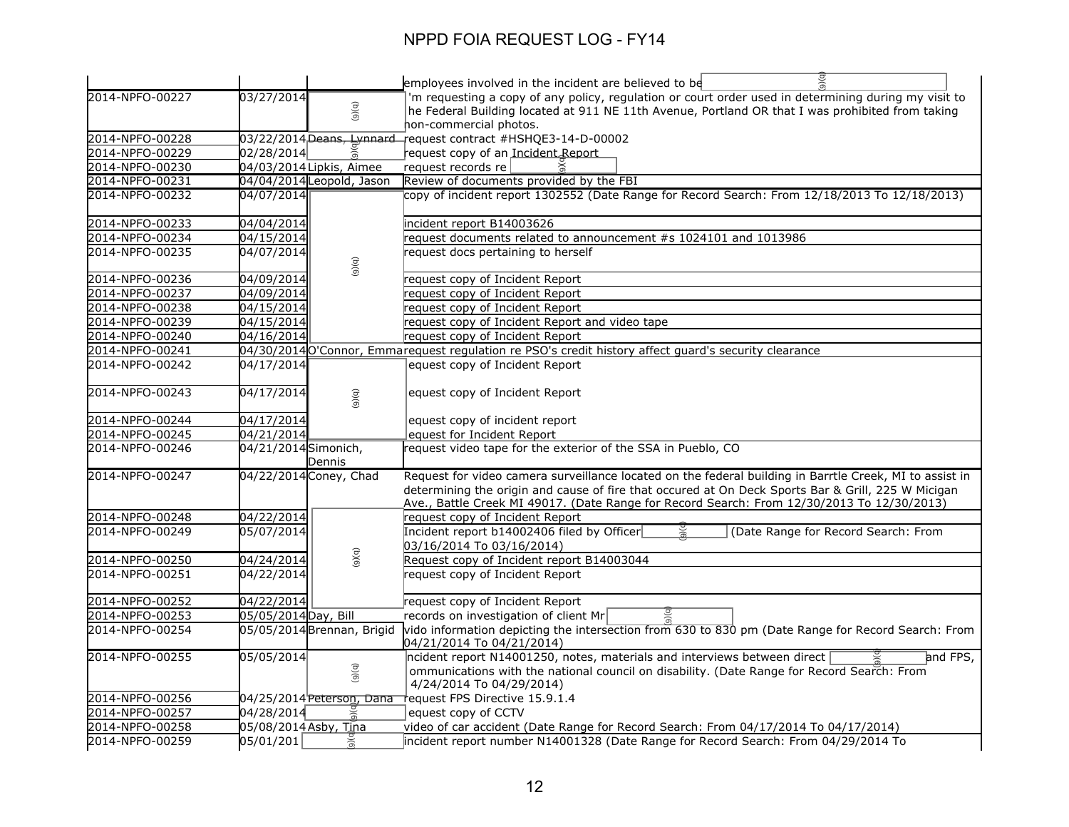# NPPD FOIA REQUEST LOG - FY14

| | | | |
|---|---|---|---|
| | | | employees involved in the incident are believed to be (b)(6) |
| 2014-NPFO-00227 | 03/27/2014 | (b)(6) | I'm requesting a copy of any policy, regulation or court order used in determining during my visit to the Federal Building located at 911 NE 11th Avenue, Portland OR that I was prohibited from taking non-commercial photos. |
| 2014-NPFO-00228 | 03/22/2014 | Deans, Lynnard | request contract #HSHQE3-14-D-00002 |
| 2014-NPFO-00229 | 02/28/2014 | (b)(6) | request copy of an Incident Report |
| 2014-NPFO-00230 | 04/03/2014 | Lipkis, Aimee | request records re (b)(6) |
| 2014-NPFO-00231 | 04/04/2014 | Leopold, Jason | Review of documents provided by the FBI |
| 2014-NPFO-00232 | 04/07/2014 | (b)(6) | copy of incident report 1302552 (Date Range for Record Search: From 12/18/2013 To 12/18/2013) |
| 2014-NPFO-00233 | 04/04/2014 | | incident report B14003626 |
| 2014-NPFO-00234 | 04/15/2014 | | request documents related to announcement #s 1024101 and 1013986 |
| 2014-NPFO-00235 | 04/07/2014 | | request docs pertaining to herself |
| 2014-NPFO-00236 | 04/09/2014 | | request copy of Incident Report |
| 2014-NPFO-00237 | 04/09/2014 | | request copy of Incident Report |
| 2014-NPFO-00238 | 04/15/2014 | | request copy of Incident Report |
| 2014-NPFO-00239 | 04/15/2014 | | request copy of Incident Report and video tape |
| 2014-NPFO-00240 | 04/16/2014 | | request copy of Incident Report |
| 2014-NPFO-00241 | 04/30/2014 | O'Connor, Emma | request regulation re PSO's credit history affect guard's security clearance |
| 2014-NPFO-00242 | 04/17/2014 | (b)(6) | request copy of Incident Report |
| 2014-NPFO-00243 | 04/17/2014 | | request copy of Incident Report |
| 2014-NPFO-00244 | 04/17/2014 | | request copy of incident report |
| 2014-NPFO-00245 | 04/21/2014 | | request for Incident Report |
| 2014-NPFO-00246 | 04/21/2014 | Simonich, Dennis | request video tape for the exterior of the SSA in Pueblo, CO |
| 2014-NPFO-00247 | 04/22/2014 | Coney, Chad | Request for video camera surveillance located on the federal building in Barrtle Creek, MI to assist in determining the origin and cause of fire that occured at On Deck Sports Bar & Grill, 225 W Micigan Ave., Battle Creek MI 49017. (Date Range for Record Search: From 12/30/2013 To 12/30/2013) |
| 2014-NPFO-00248 | 04/22/2014 | (b)(6) | request copy of Incident Report |
| 2014-NPFO-00249 | 05/07/2014 | | Incident report b14002406 filed by Officer (b)(6) (Date Range for Record Search: From 03/16/2014 To 03/16/2014) |
| 2014-NPFO-00250 | 04/24/2014 | | Request copy of Incident report B14003044 |
| 2014-NPFO-00251 | 04/22/2014 | | request copy of Incident Report |
| 2014-NPFO-00252 | 04/22/2014 | | request copy of Incident Report |
| 2014-NPFO-00253 | 05/05/2014 | Day, Bill | records on investigation of client Mr (b)(6) |
| 2014-NPFO-00254 | 05/05/2014 | Brennan, Brigid | vido information depicting the intersection from 630 to 830 pm (Date Range for Record Search: From 04/21/2014 To 04/21/2014) |
| 2014-NPFO-00255 | 05/05/2014 | (b)(6) | Incident report N14001250, notes, materials and interviews between direct (b)(6) and FPS, communications with the national council on disability. (Date Range for Record Search: From 4/24/2014 To 04/29/2014) |
| 2014-NPFO-00256 | 04/25/2014 | Peterson, Dana | request FPS Directive 15.9.1.4 |
| 2014-NPFO-00257 | 04/28/2014 | (b)(6) | request copy of CCTV |
| 2014-NPFO-00258 | 05/08/2014 | Asby, Tina | video of car accident (Date Range for Record Search: From 04/17/2014 To 04/17/2014) |
| 2014-NPFO-00259 | 05/01/201 | (b)(6) | incident report number N14001328 (Date Range for Record Search: From 04/29/2014 To |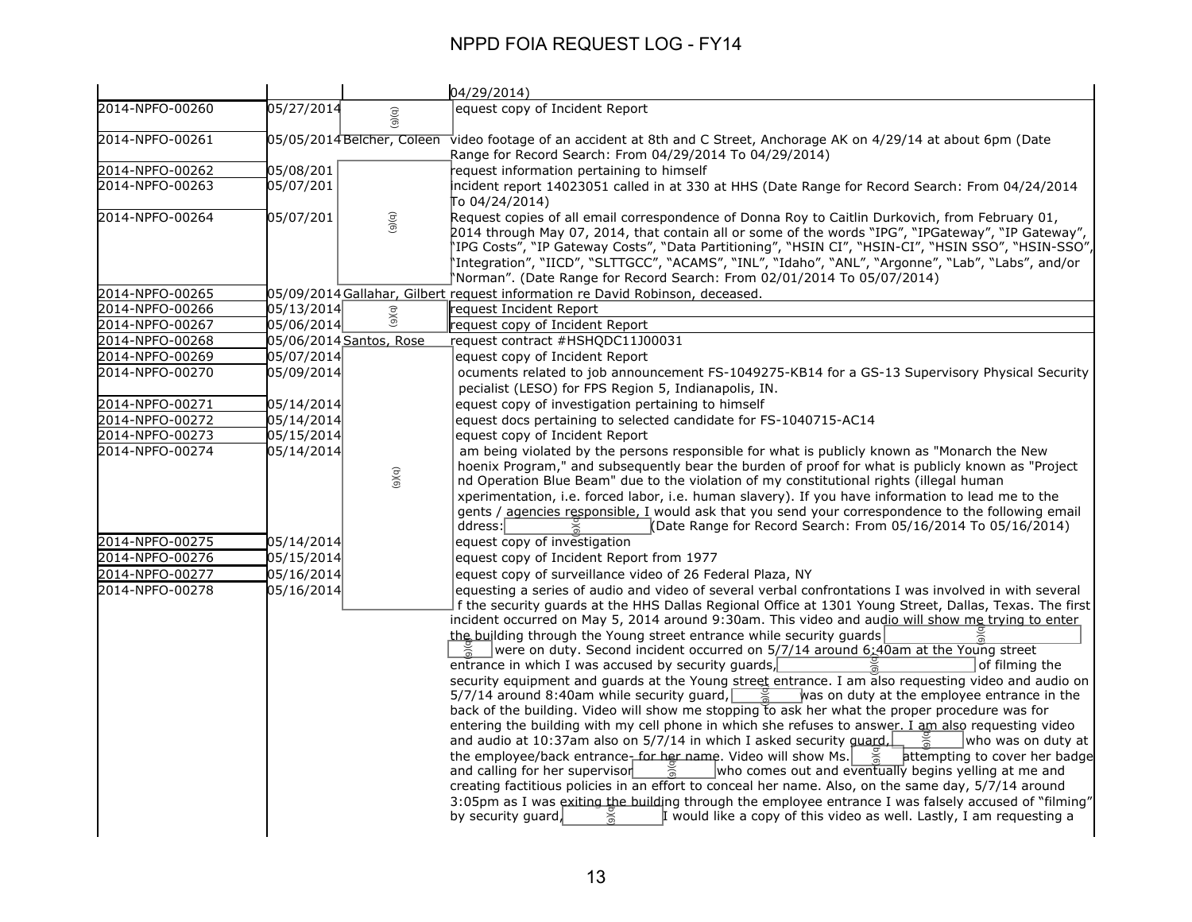# NPPD FOIA REQUEST LOG - FY14

| | | | |
|---|---|---|---|
| | | | 04/29/2014) |
| 2014-NPFO-00260 | 05/27/2014 | (b)(6) | equest copy of Incident Report |
| 2014-NPFO-00261 | 05/05/2014 | Belcher, Coleen | video footage of an accident at 8th and C Street, Anchorage AK on 4/29/14 at about 6pm (Date Range for Record Search: From 04/29/2014 To 04/29/2014) |
| 2014-NPFO-00262 | 05/08/201 | | request information pertaining to himself |
| 2014-NPFO-00263 | 05/07/201 | | incident report 14023051 called in at 330 at HHS (Date Range for Record Search: From 04/24/2014 To 04/24/2014) |
| 2014-NPFO-00264 | 05/07/201 | (b)(6) | Request copies of all email correspondence of Donna Roy to Caitlin Durkovich, from February 01, 2014 through May 07, 2014, that contain all or some of the words "IPG", "IPGateway", "IP Gateway", "IPG Costs", "IP Gateway Costs", "Data Partitioning", "HSIN CI", "HSIN-CI", "HSIN SSO", "HSIN-SSO", "Integration", "IICD", "SLTTGCC", "ACAMS", "INL", "Idaho", "ANL", "Argonne", "Lab", "Labs", and/or "Norman". (Date Range for Record Search: From 02/01/2014 To 05/07/2014) |
| 2014-NPFO-00265 | 05/09/2014 | Gallahar, Gilbert | request information re David Robinson, deceased. |
| 2014-NPFO-00266 | 05/13/2014 | (b)(6) | request Incident Report |
| 2014-NPFO-00267 | 05/06/2014 | | request copy of Incident Report |
| 2014-NPFO-00268 | 05/06/2014 | Santos, Rose | request contract #HSHQDC11J00031 |
| 2014-NPFO-00269 | 05/07/2014 | (b)(6) | equest copy of Incident Report |
| 2014-NPFO-00270 | 05/09/2014 | | ocuments related to job announcement FS-1049275-KB14 for a GS-13 Supervisory Physical Security pecialist (LESO) for FPS Region 5, Indianapolis, IN. |
| 2014-NPFO-00271 | 05/14/2014 | | equest copy of investigation pertaining to himself |
| 2014-NPFO-00272 | 05/14/2014 | | equest docs pertaining to selected candidate for FS-1040715-AC14 |
| 2014-NPFO-00273 | 05/15/2014 | | equest copy of Incident Report |
| 2014-NPFO-00274 | 05/14/2014 | | am being violated by the persons responsible for what is publicly known as "Monarch the New hoenix Program," and subsequently bear the burden of proof for what is publicly known as "Project nd Operation Blue Beam" due to the violation of my constitutional rights (illegal human xperimentation, i.e. forced labor, i.e. human slavery). If you have information to lead me to the gents / agencies responsible, I would ask that you send your correspondence to the following email ddress: (b)(6) (Date Range for Record Search: From 05/16/2014 To 05/16/2014) |
| 2014-NPFO-00275 | 05/14/2014 | | equest copy of investigation |
| 2014-NPFO-00276 | 05/15/2014 | | equest copy of Incident Report from 1977 |
| 2014-NPFO-00277 | 05/16/2014 | | equest copy of surveillance video of 26 Federal Plaza, NY |
| 2014-NPFO-00278 | 05/16/2014 | | equesting a series of audio and video of several verbal confrontations I was involved in with several f the security guards at the HHS Dallas Regional Office at 1301 Young Street, Dallas, Texas. The first incident occurred on May 5, 2014 around 9:30am. This video and audio will show me trying to enter the building through the Young street entrance while security guards (b)(6) (b)(6) were on duty. Second incident occurred on 5/7/14 around 6:40am at the Young street entrance in which I was accused by security guards, (b)(6) of filming the security equipment and guards at the Young street entrance. I am also requesting video and audio on 5/7/14 around 8:40am while security guard, (b)(6) was on duty at the employee entrance in the back of the building. Video will show me stopping to ask her what the proper procedure was for entering the building with my cell phone in which she refuses to answer. I am also requesting video and audio at 10:37am also on 5/7/14 in which I asked security guard, (b)(6) who was on duty at the employee/back entrance- for her name. Video will show Ms. (b)(6) attempting to cover her badge and calling for her supervisor (b)(6) who comes out and eventually begins yelling at me and creating factitious policies in an effort to conceal her name. Also, on the same day, 5/7/14 around 3:05pm as I was exiting the building through the employee entrance I was falsely accused of "filming" by security guard, (b)(6) I would like a copy of this video as well. Lastly, I am requesting a |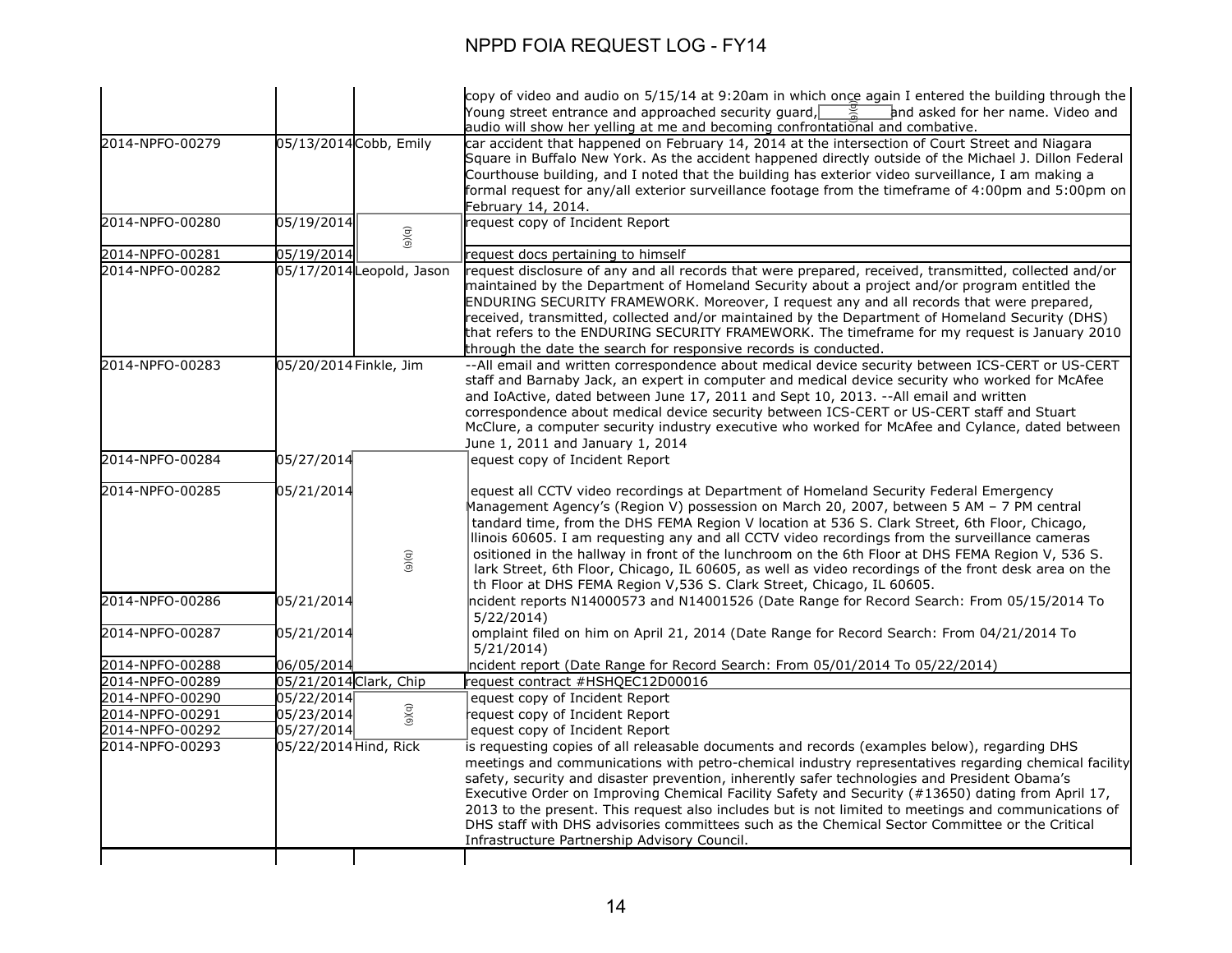# NPPD FOIA REQUEST LOG - FY14

| | | | |
|---|---|---|---|
| | | | copy of video and audio on 5/15/14 at 9:20am in which once again I entered the building through the Young street entrance and approached security guard, (b)(6) and asked for her name. Video and audio will show her yelling at me and becoming confrontational and combative. |
| 2014-NPFO-00279 | 05/13/2014 | Cobb, Emily | car accident that happened on February 14, 2014 at the intersection of Court Street and Niagara Square in Buffalo New York. As the accident happened directly outside of the Michael J. Dillon Federal Courthouse building, and I noted that the building has exterior video surveillance, I am making a formal request for any/all exterior surveillance footage from the timeframe of 4:00pm and 5:00pm on February 14, 2014. |
| 2014-NPFO-00280 | 05/19/2014 | (b)(6) | request copy of Incident Report |
| 2014-NPFO-00281 | 05/19/2014 | | request docs pertaining to himself |
| 2014-NPFO-00282 | 05/17/2014 | Leopold, Jason | request disclosure of any and all records that were prepared, received, transmitted, collected and/or maintained by the Department of Homeland Security about a project and/or program entitled the ENDURING SECURITY FRAMEWORK. Moreover, I request any and all records that were prepared, received, transmitted, collected and/or maintained by the Department of Homeland Security (DHS) that refers to the ENDURING SECURITY FRAMEWORK. The timeframe for my request is January 2010 through the date the search for responsive records is conducted. |
| 2014-NPFO-00283 | 05/20/2014 | Finkle, Jim | --All email and written correspondence about medical device security between ICS-CERT or US-CERT staff and Barnaby Jack, an expert in computer and medical device security who worked for McAfee and IoActive, dated between June 17, 2011 and Sept 10, 2013. --All email and written correspondence about medical device security between ICS-CERT or US-CERT staff and Stuart McClure, a computer security industry executive who worked for McAfee and Cylance, dated between June 1, 2011 and January 1, 2014 |
| 2014-NPFO-00284 | 05/27/2014 | (b)(6) | equest copy of Incident Report |
| 2014-NPFO-00285 | 05/21/2014 | | equest all CCTV video recordings at Department of Homeland Security Federal Emergency Management Agency's (Region V) possession on March 20, 2007, between 5 AM – 7 PM central tandard time, from the DHS FEMA Region V location at 536 S. Clark Street, 6th Floor, Chicago, llinois 60605. I am requesting any and all CCTV video recordings from the surveillance cameras ositioned in the hallway in front of the lunchroom on the 6th Floor at DHS FEMA Region V, 536 S. lark Street, 6th Floor, Chicago, IL 60605, as well as video recordings of the front desk area on the th Floor at DHS FEMA Region V,536 S. Clark Street, Chicago, IL 60605. |
| 2014-NPFO-00286 | 05/21/2014 | | ncident reports N14000573 and N14001526 (Date Range for Record Search: From 05/15/2014 To 5/22/2014) |
| 2014-NPFO-00287 | 05/21/2014 | | omplaint filed on him on April 21, 2014 (Date Range for Record Search: From 04/21/2014 To 5/21/2014) |
| 2014-NPFO-00288 | 06/05/2014 | | ncident report (Date Range for Record Search: From 05/01/2014 To 05/22/2014) |
| 2014-NPFO-00289 | 05/21/2014 | Clark, Chip | request contract #HSHQEC12D00016 |
| 2014-NPFO-00290 | 05/22/2014 | (b)(6) | equest copy of Incident Report |
| 2014-NPFO-00291 | 05/23/2014 | | request copy of Incident Report |
| 2014-NPFO-00292 | 05/27/2014 | | equest copy of Incident Report |
| 2014-NPFO-00293 | 05/22/2014 | Hind, Rick | is requesting copies of all releasable documents and records (examples below), regarding DHS meetings and communications with petro-chemical industry representatives regarding chemical facility safety, security and disaster prevention, inherently safer technologies and President Obama's Executive Order on Improving Chemical Facility Safety and Security (#13650) dating from April 17, 2013 to the present. This request also includes but is not limited to meetings and communications of DHS staff with DHS advisories committees such as the Chemical Sector Committee or the Critical Infrastructure Partnership Advisory Council. |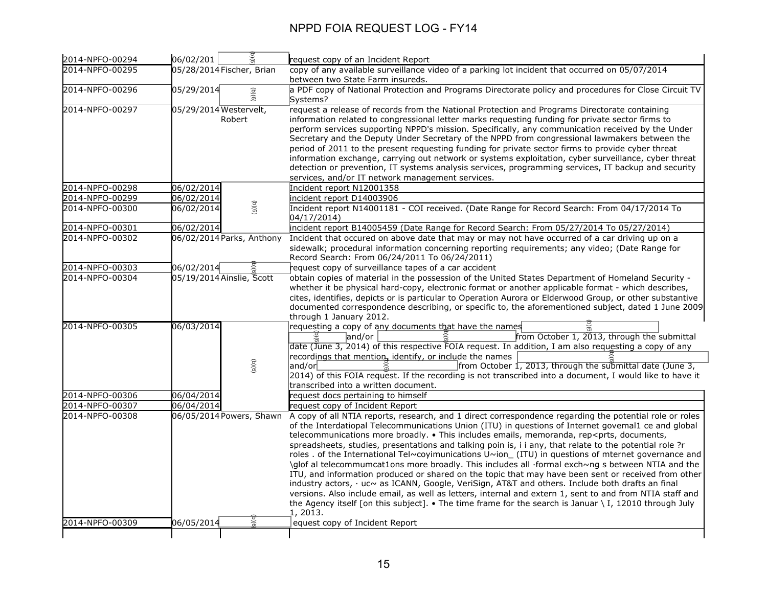# NPPD FOIA REQUEST LOG - FY14

| | | | |
|---|---|---|---|
| 2014-NPFO-00294 | 06/02/201 | (b)(6) | request copy of an Incident Report |
| 2014-NPFO-00295 | 05/28/2014 | Fischer, Brian | copy of any available surveillance video of a parking lot incident that occurred on 05/07/2014 between two State Farm insureds. |
| 2014-NPFO-00296 | 05/29/2014 | (b)(6) | a PDF copy of National Protection and Programs Directorate policy and procedures for Close Circuit TV Systems? |
| 2014-NPFO-00297 | 05/29/2014 | Westervelt, Robert | request a release of records from the National Protection and Programs Directorate containing information related to congressional letter marks requesting funding for private sector firms to perform services supporting NPPD's mission. Specifically, any communication received by the Under Secretary and the Deputy Under Secretary of the NPPD from congressional lawmakers between the period of 2011 to the present requesting funding for private sector firms to provide cyber threat information exchange, carrying out network or systems exploitation, cyber surveillance, cyber threat detection or prevention, IT systems analysis services, programming services, IT backup and security services, and/or IT network management services. |
| 2014-NPFO-00298 | 06/02/2014 | (b)(6) | Incident report N12001358 |
| 2014-NPFO-00299 | 06/02/2014 | (b)(6) | incident report D14003906 |
| 2014-NPFO-00300 | 06/02/2014 | (b)(6) | Incident report N14001181 - COI received. (Date Range for Record Search: From 04/17/2014 To 04/17/2014) |
| 2014-NPFO-00301 | 06/02/2014 | (b)(6) | incident report B14005459 (Date Range for Record Search: From 05/27/2014 To 05/27/2014) |
| 2014-NPFO-00302 | 06/02/2014 | Parks, Anthony | Incident that occured on above date that may or may not have occurred of a car driving up on a sidewalk; procedural information concerning reporting requirements; any video; (Date Range for Record Search: From 06/24/2011 To 06/24/2011) |
| 2014-NPFO-00303 | 06/02/2014 | (b)(6) | request copy of surveillance tapes of a car accident |
| 2014-NPFO-00304 | 05/19/2014 | Ainslie, Scott | obtain copies of material in the possession of the United States Department of Homeland Security - whether it be physical hard-copy, electronic format or another applicable format - which describes, cites, identifies, depicts or is particular to Operation Aurora or Elderwood Group, or other substantive documented correspondence describing, or specific to, the aforementioned subject, dated 1 June 2009 through 1 January 2012. |
| 2014-NPFO-00305 | 06/03/2014 | (b)(6) | requesting a copy of any documents that have the names (b)(6) (b)(6) and/or (b)(6) from October 1, 2013, through the submittal date (June 3, 2014) of this respective FOIA request. In addition, I am also requesting a copy of any recordings that mention, identify, or include the names (b)(6) and/or (b)(6) from October 1, 2013, through the submittal date (June 3, 2014) of this FOIA request. If the recording is not transcribed into a document, I would like to have it transcribed into a written document. |
| 2014-NPFO-00306 | 06/04/2014 | (b)(6) | request docs pertaining to himself |
| 2014-NPFO-00307 | 06/04/2014 | (b)(6) | request copy of Incident Report |
| 2014-NPFO-00308 | 06/05/2014 | Powers, Shawn | A copy of all NTIA reports, research, and 1 direct correspondence regarding the potential role or roles of the Interdatiopal Telecommunications Union (ITU) in questions of Internet govemal1 ce and global telecommunications more broadly. • This includes emails, memoranda, rep<prts, documents, spreadsheets, studies, presentations and talking poin is, i i any, that relate to the potential role ?r roles . of the International Tel~coyimunications U~ion_ (ITU) in questions of mternet governance and \glof al telecommumcat1ons more broadly. This includes all ·formal exch~ng s between NTIA and the ITU, and information produced or shared on the topic that may have been sent or received from other industry actors, · uc~ as ICANN, Google, VeriSign, AT&T and others. Include both drafts an final versions. Also include email, as well as letters, internal and extern 1, sent to and from NTIA staff and the Agency itself [on this subject]. • The time frame for the search is Januar \ I, 12010 through July 1, 2013. |
| 2014-NPFO-00309 | 06/05/2014 | (b)(6) | equest copy of Incident Report |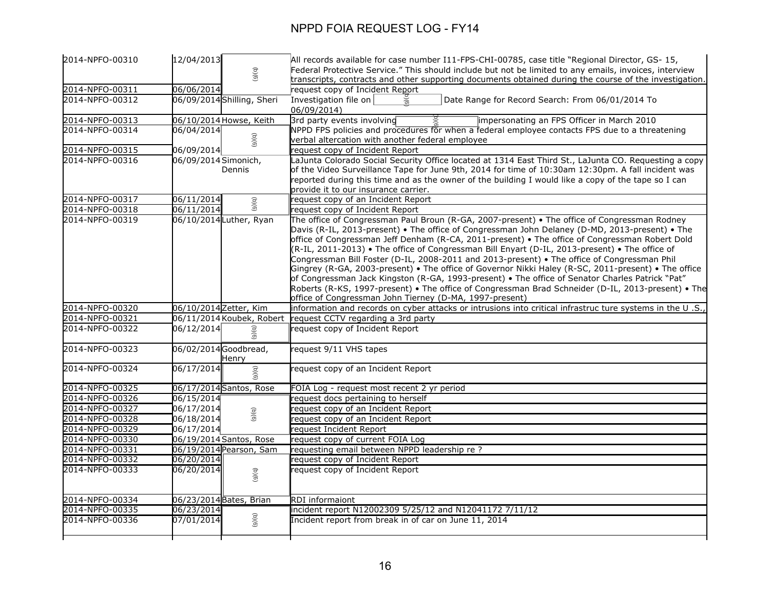# NPPD FOIA REQUEST LOG - FY14

| | | | |
|---|---|---|---|
| 2014-NPFO-00310 | 12/04/2013 | (b)(6) | All records available for case number I11-FPS-CHI-00785, case title "Regional Director, GS- 15, Federal Protective Service." This should include but not be limited to any emails, invoices, interview transcripts, contracts and other supporting documents obtained during the course of the investigation. |
| 2014-NPFO-00311 | 06/06/2014 | | request copy of Incident Report |
| 2014-NPFO-00312 | 06/09/2014 | Shilling, Sheri | Investigation file on (b)(6) Date Range for Record Search: From 06/01/2014 To 06/09/2014) |
| 2014-NPFO-00313 | 06/10/2014 | Howse, Keith | 3rd party events involving (b)(6) impersonating an FPS Officer in March 2010 |
| 2014-NPFO-00314 | 06/04/2014 | (b)(6) | NPPD FPS policies and procedures for when a federal employee contacts FPS due to a threatening verbal altercation with another federal employee |
| 2014-NPFO-00315 | 06/09/2014 | | request copy of Incident Report |
| 2014-NPFO-00316 | 06/09/2014 | Simonich, Dennis | LaJunta Colorado Social Security Office located at 1314 East Third St., LaJunta CO. Requesting a copy of the Video Surveillance Tape for June 9th, 2014 for time of 10:30am 12:30pm. A fall incident was reported during this time and as the owner of the building I would like a copy of the tape so I can provide it to our insurance carrier. |
| 2014-NPFO-00317 | 06/11/2014 | (b)(6) | request copy of an Incident Report |
| 2014-NPFO-00318 | 06/11/2014 | | request copy of Incident Report |
| 2014-NPFO-00319 | 06/10/2014 | Luther, Ryan | The office of Congressman Paul Broun (R-GA, 2007-present) • The office of Congressman Rodney Davis (R-IL, 2013-present) • The office of Congressman John Delaney (D-MD, 2013-present) • The office of Congressman Jeff Denham (R-CA, 2011-present) • The office of Congressman Robert Dold (R-IL, 2011-2013) • The office of Congressman Bill Enyart (D-IL, 2013-present) • The office of Congressman Bill Foster (D-IL, 2008-2011 and 2013-present) • The office of Congressman Phil Gingrey (R-GA, 2003-present) • The office of Governor Nikki Haley (R-SC, 2011-present) • The office of Congressman Jack Kingston (R-GA, 1993-present) • The office of Senator Charles Patrick "Pat" Roberts (R-KS, 1997-present) • The office of Congressman Brad Schneider (D-IL, 2013-present) • The office of Congressman John Tierney (D-MA, 1997-present) |
| 2014-NPFO-00320 | 06/10/2014 | Zetter, Kim | information and records on cyber attacks or intrusions into critical infrastruc ture systems in the U .S., |
| 2014-NPFO-00321 | 06/11/2014 | Koubek, Robert | request CCTV regarding a 3rd party |
| 2014-NPFO-00322 | 06/12/2014 | (b)(6) | request copy of Incident Report |
| 2014-NPFO-00323 | 06/02/2014 | Goodbread, Henry | request 9/11 VHS tapes |
| 2014-NPFO-00324 | 06/17/2014 | (b)(6) | request copy of an Incident Report |
| 2014-NPFO-00325 | 06/17/2014 | Santos, Rose | FOIA Log - request most recent 2 yr period |
| 2014-NPFO-00326 | 06/15/2014 | (b)(6) | request docs pertaining to herself |
| 2014-NPFO-00327 | 06/17/2014 | | request copy of an Incident Report |
| 2014-NPFO-00328 | 06/18/2014 | | request copy of an Incident Report |
| 2014-NPFO-00329 | 06/17/2014 | | request Incident Report |
| 2014-NPFO-00330 | 06/19/2014 | Santos, Rose | request copy of current FOIA Log |
| 2014-NPFO-00331 | 06/19/2014 | Pearson, Sam | requesting email between NPPD leadership re ? |
| 2014-NPFO-00332 | 06/20/2014 | (b)(6) | request copy of Incident Report |
| 2014-NPFO-00333 | 06/20/2014 | | request copy of Incident Report |
| 2014-NPFO-00334 | 06/23/2014 | Bates, Brian | RDI informaiont |
| 2014-NPFO-00335 | 06/23/2014 | (b)(6) | incident report N12002309 5/25/12 and N12041172 7/11/12 |
| 2014-NPFO-00336 | 07/01/2014 | | Incident report from break in of car on June 11, 2014 |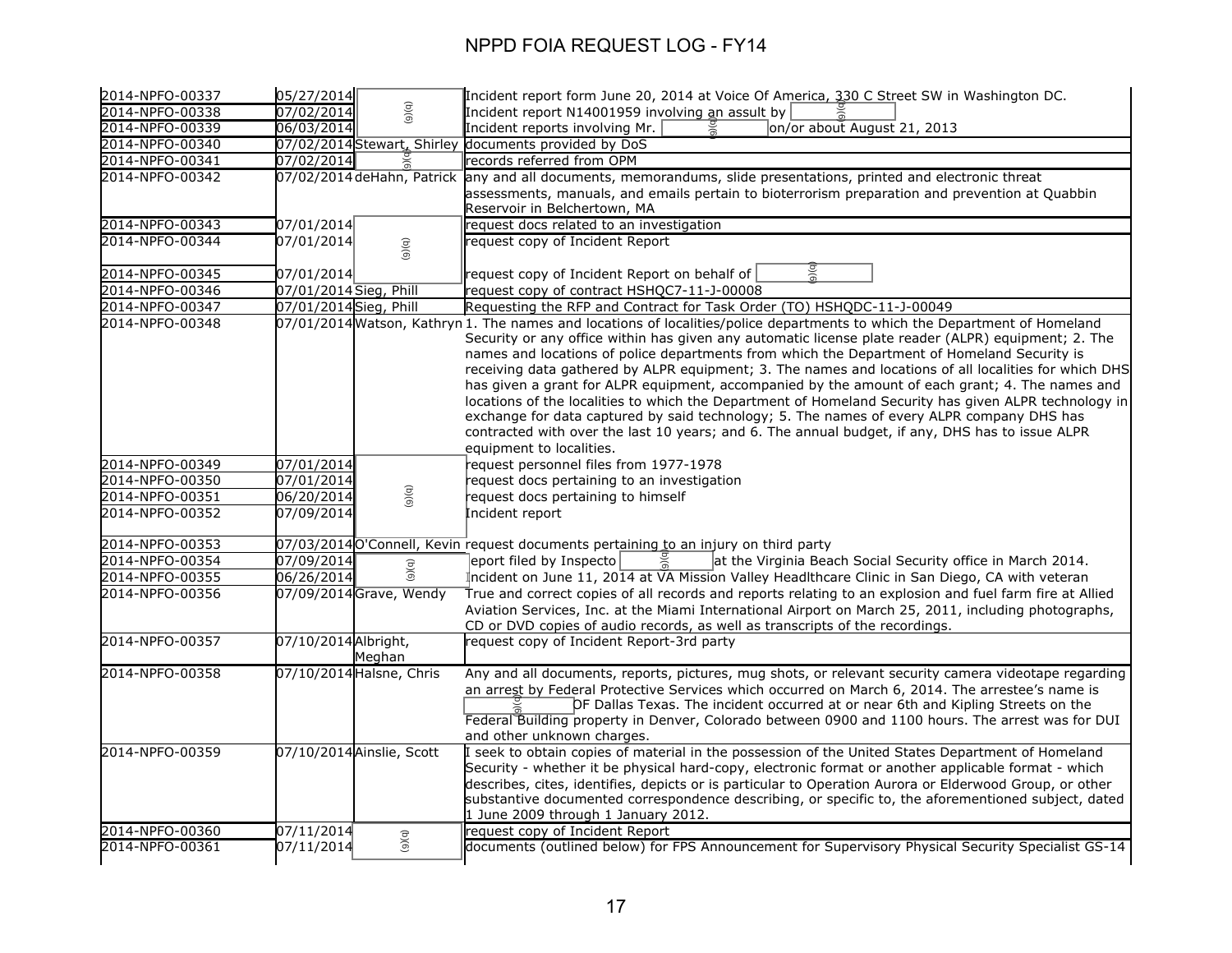# NPPD FOIA REQUEST LOG - FY14

| | | | |
|---|---|---|---|
| 2014-NPFO-00337 | 05/27/2014 | (b)(6) | Incident report form June 20, 2014 at Voice Of America, 330 C Street SW in Washington DC. |
| 2014-NPFO-00338 | 07/02/2014 | (b)(6) | Incident report N14001959 involving an assult by (b)(6) |
| 2014-NPFO-00339 | 06/03/2014 | (b)(6) | Incident reports involving Mr. (b)(6) on/or about August 21, 2013 |
| 2014-NPFO-00340 | 07/02/2014 | Stewart, Shirley | documents provided by DoS |
| 2014-NPFO-00341 | 07/02/2014 | (b)(6) | records referred from OPM |
| 2014-NPFO-00342 | 07/02/2014 | deHahn, Patrick | any and all documents, memorandums, slide presentations, printed and electronic threat assessments, manuals, and emails pertain to bioterrorism preparation and prevention at Quabbin Reservoir in Belchertown, MA |
| 2014-NPFO-00343 | 07/01/2014 | (b)(6) | request docs related to an investigation |
| 2014-NPFO-00344 | 07/01/2014 | (b)(6) | request copy of Incident Report |
| 2014-NPFO-00345 | 07/01/2014 | (b)(6) | request copy of Incident Report on behalf of (b)(6) |
| 2014-NPFO-00346 | 07/01/2014 | Sieg, Phill | request copy of contract HSHQC7-11-J-00008 |
| 2014-NPFO-00347 | 07/01/2014 | Sieg, Phill | Requesting the RFP and Contract for Task Order (TO) HSHQDC-11-J-00049 |
| 2014-NPFO-00348 | 07/01/2014 | Watson, Kathryn | 1. The names and locations of localities/police departments to which the Department of Homeland Security or any office within has given any automatic license plate reader (ALPR) equipment; 2. The names and locations of police departments from which the Department of Homeland Security is receiving data gathered by ALPR equipment; 3. The names and locations of all localities for which DHS has given a grant for ALPR equipment, accompanied by the amount of each grant; 4. The names and locations of the localities to which the Department of Homeland Security has given ALPR technology in exchange for data captured by said technology; 5. The names of every ALPR company DHS has contracted with over the last 10 years; and 6. The annual budget, if any, DHS has to issue ALPR equipment to localities. |
| 2014-NPFO-00349 | 07/01/2014 | (b)(6) | request personnel files from 1977-1978 |
| 2014-NPFO-00350 | 07/01/2014 | (b)(6) | request docs pertaining to an investigation |
| 2014-NPFO-00351 | 06/20/2014 | (b)(6) | request docs pertaining to himself |
| 2014-NPFO-00352 | 07/09/2014 | (b)(6) | Incident report |
| 2014-NPFO-00353 | 07/03/2014 | O'Connell, Kevin | request documents pertaining to an injury on third party |
| 2014-NPFO-00354 | 07/09/2014 | (b)(6) | eport filed by Inspecto (b)(6) at the Virginia Beach Social Security office in March 2014. |
| 2014-NPFO-00355 | 06/26/2014 | (b)(6) | Incident on June 11, 2014 at VA Mission Valley Headlthcare Clinic in San Diego, CA with veteran |
| 2014-NPFO-00356 | 07/09/2014 | Grave, Wendy | True and correct copies of all records and reports relating to an explosion and fuel farm fire at Allied Aviation Services, Inc. at the Miami International Airport on March 25, 2011, including photographs, CD or DVD copies of audio records, as well as transcripts of the recordings. |
| 2014-NPFO-00357 | 07/10/2014 | Albright, Meghan | request copy of Incident Report-3rd party |
| 2014-NPFO-00358 | 07/10/2014 | Halsne, Chris | Any and all documents, reports, pictures, mug shots, or relevant security camera videotape regarding an arrest by Federal Protective Services which occurred on March 6, 2014. The arrestee's name is (b)(6) OF Dallas Texas. The incident occurred at or near 6th and Kipling Streets on the Federal Building property in Denver, Colorado between 0900 and 1100 hours. The arrest was for DUI and other unknown charges. |
| 2014-NPFO-00359 | 07/10/2014 | Ainslie, Scott | I seek to obtain copies of material in the possession of the United States Department of Homeland Security - whether it be physical hard-copy, electronic format or another applicable format - which describes, cites, identifies, depicts or is particular to Operation Aurora or Elderwood Group, or other substantive documented correspondence describing, or specific to, the aforementioned subject, dated 1 June 2009 through 1 January 2012. |
| 2014-NPFO-00360 | 07/11/2014 | (b)(6) | request copy of Incident Report |
| 2014-NPFO-00361 | 07/11/2014 | (b)(6) | documents (outlined below) for FPS Announcement for Supervisory Physical Security Specialist GS-14 |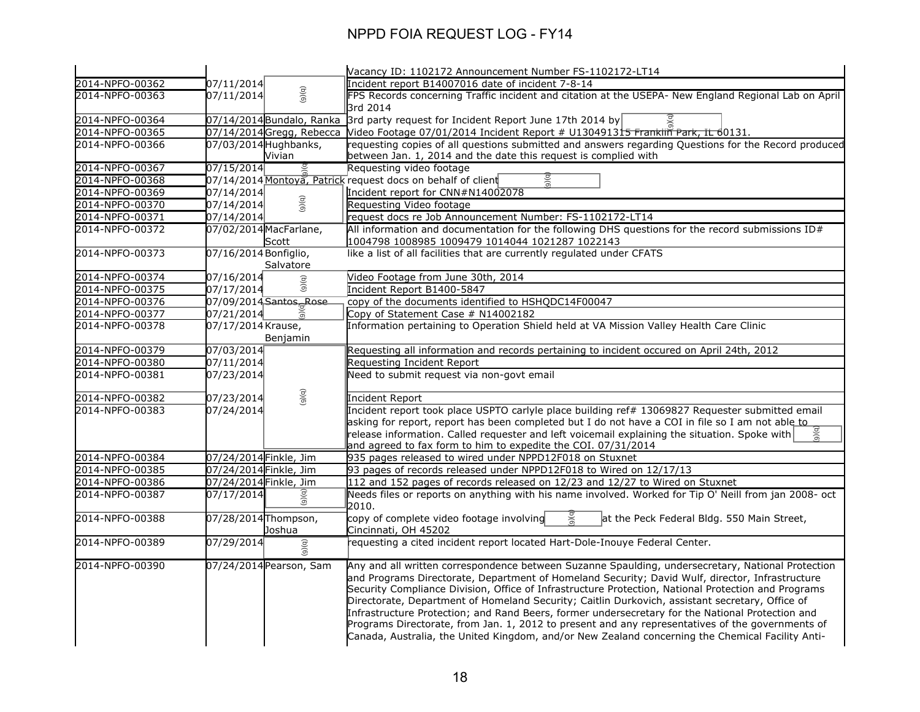# NPPD FOIA REQUEST LOG - FY14

| | | | |
|---|---|---|---|
| | | | Vacancy ID: 1102172 Announcement Number FS-1102172-LT14 |
| 2014-NPFO-00362 | 07/11/2014 | (b)(6) | Incident report B14007016 date of incident 7-8-14 |
| 2014-NPFO-00363 | 07/11/2014 | | FPS Records concerning Traffic incident and citation at the USEPA- New England Regional Lab on April 3rd 2014 |
| 2014-NPFO-00364 | 07/14/2014 | Bundalo, Ranka | 3rd party request for Incident Report June 17th 2014 by (b)(6) |
| 2014-NPFO-00365 | 07/14/2014 | Gregg, Rebecca | Video Footage 07/01/2014 Incident Report # U130491315 Franklin Park, IL 60131. |
| 2014-NPFO-00366 | 07/03/2014 | Hughbanks, Vivian | requesting copies of all questions submitted and answers regarding Questions for the Record produced between Jan. 1, 2014 and the date this request is complied with |
| 2014-NPFO-00367 | 07/15/2014 | (b)(6) | Requesting video footage |
| 2014-NPFO-00368 | 07/14/2014 | Montoya, Patrick | request docs on behalf of client (b)(6) |
| 2014-NPFO-00369 | 07/14/2014 | (b)(6) | Incident report for CNN#N14002078 |
| 2014-NPFO-00370 | 07/14/2014 | | Requesting Video footage |
| 2014-NPFO-00371 | 07/14/2014 | | request docs re Job Announcement Number: FS-1102172-LT14 |
| 2014-NPFO-00372 | 07/02/2014 | MacFarlane, Scott | All information and documentation for the following DHS questions for the record submissions ID# 1004798 1008985 1009479 1014044 1021287 1022143 |
| 2014-NPFO-00373 | 07/16/2014 | Bonfiglio, Salvatore | like a list of all facilities that are currently regulated under CFATS |
| 2014-NPFO-00374 | 07/16/2014 | (b)(6) | Video Footage from June 30th, 2014 |
| 2014-NPFO-00375 | 07/17/2014 | | Incident Report B1400-5847 |
| 2014-NPFO-00376 | 07/09/2014 | Santos, Rose | copy of the documents identified to HSHQDC14F00047 |
| 2014-NPFO-00377 | 07/21/2014 | (b)(6) | Copy of Statement Case # N14002182 |
| 2014-NPFO-00378 | 07/17/2014 | Krause, Benjamin | Information pertaining to Operation Shield held at VA Mission Valley Health Care Clinic |
| 2014-NPFO-00379 | 07/03/2014 | (b)(6) | Requesting all information and records pertaining to incident occured on April 24th, 2012 |
| 2014-NPFO-00380 | 07/11/2014 | | Requesting Incident Report |
| 2014-NPFO-00381 | 07/23/2014 | | Need to submit request via non-govt email |
| 2014-NPFO-00382 | 07/23/2014 | | Incident Report |
| 2014-NPFO-00383 | 07/24/2014 | | Incident report took place USPTO carlyle place building ref# 13069827 Requester submitted email asking for report, report has been completed but I do not have a COI in file so I am not able to release information. Called requester and left voicemail explaining the situation. Spoke with (b)(6) and agreed to fax form to him to expedite the COI. 07/31/2014 |
| 2014-NPFO-00384 | 07/24/2014 | Finkle, Jim | 935 pages released to wired under NPPD12F018 on Stuxnet |
| 2014-NPFO-00385 | 07/24/2014 | Finkle, Jim | 93 pages of records released under NPPD12F018 to Wired on 12/17/13 |
| 2014-NPFO-00386 | 07/24/2014 | Finkle, Jim | 112 and 152 pages of records released on 12/23 and 12/27 to Wired on Stuxnet |
| 2014-NPFO-00387 | 07/17/2014 | (b)(6) | Needs files or reports on anything with his name involved. Worked for Tip O' Neill from jan 2008- oct 2010. |
| 2014-NPFO-00388 | 07/28/2014 | Thompson, Joshua | copy of complete video footage involving (b)(6) at the Peck Federal Bldg. 550 Main Street, Cincinnati, OH 45202 |
| 2014-NPFO-00389 | 07/29/2014 | (b)(6) | requesting a cited incident report located Hart-Dole-Inouye Federal Center. |
| 2014-NPFO-00390 | 07/24/2014 | Pearson, Sam | Any and all written correspondence between Suzanne Spaulding, undersecretary, National Protection and Programs Directorate, Department of Homeland Security; David Wulf, director, Infrastructure Security Compliance Division, Office of Infrastructure Protection, National Protection and Programs Directorate, Department of Homeland Security; Caitlin Durkovich, assistant secretary, Office of Infrastructure Protection; and Rand Beers, former undersecretary for the National Protection and Programs Directorate, from Jan. 1, 2012 to present and any representatives of the governments of Canada, Australia, the United Kingdom, and/or New Zealand concerning the Chemical Facility Anti- |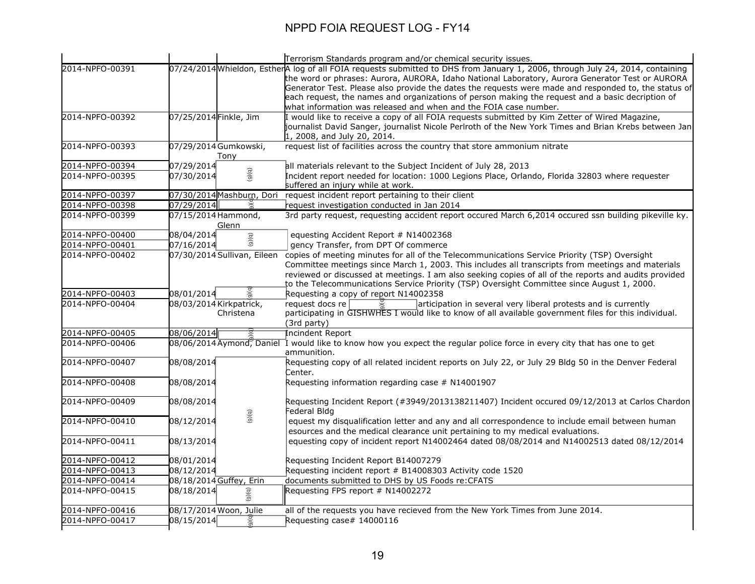# NPPD FOIA REQUEST LOG - FY14

| | | | |
|---|---|---|---|
| | | | Terrorism Standards program and/or chemical security issues. |
| 2014-NPFO-00391 | 07/24/2014 | Whieldon, Esther | A log of all FOIA requests submitted to DHS from January 1, 2006, through July 24, 2014, containing the word or phrases: Aurora, AURORA, Idaho National Laboratory, Aurora Generator Test or AURORA Generator Test. Please also provide the dates the requests were made and responded to, the status of each request, the names and organizations of person making the request and a basic decription of what information was released and when and the FOIA case number. |
| 2014-NPFO-00392 | 07/25/2014 | Finkle, Jim | I would like to receive a copy of all FOIA requests submitted by Kim Zetter of Wired Magazine, journalist David Sanger, journalist Nicole Perlroth of the New York Times and Brian Krebs between Jan 1, 2008, and July 20, 2014. |
| 2014-NPFO-00393 | 07/29/2014 | Gumkowski, Tony | request list of facilities across the country that store ammonium nitrate |
| 2014-NPFO-00394 | 07/29/2014 | (b)(6) | all materials relevant to the Subject Incident of July 28, 2013 |
| 2014-NPFO-00395 | 07/30/2014 | (b)(6) | Incident report needed for location: 1000 Legions Place, Orlando, Florida 32803 where requester suffered an injury while at work. |
| 2014-NPFO-00397 | 07/30/2014 | Mashburn, Dori | request incident report pertaining to their client |
| 2014-NPFO-00398 | 07/29/2014 | (b)(6) | request investigation conducted in Jan 2014 |
| 2014-NPFO-00399 | 07/15/2014 | Hammond, Glenn | 3rd party request, requesting accident report occured March 6,2014 occured ssn building pikeville ky. |
| 2014-NPFO-00400 | 08/04/2014 | (b)(6) | equesting Accident Report # N14002368 |
| 2014-NPFO-00401 | 07/16/2014 | (b)(6) | gency Transfer, from DPT Of commerce |
| 2014-NPFO-00402 | 07/30/2014 | Sullivan, Eileen | copies of meeting minutes for all of the Telecommunications Service Priority (TSP) Oversight Committee meetings since March 1, 2003. This includes all transcripts from meetings and materials reviewed or discussed at meetings. I am also seeking copies of all of the reports and audits provided to the Telecommunications Service Priority (TSP) Oversight Committee since August 1, 2000. |
| 2014-NPFO-00403 | 08/01/2014 | (b)(6) | Requesting a copy of report N14002358 |
| 2014-NPFO-00404 | 08/03/2014 | Kirkpatrick, Christena | request docs re (b)(6) articipation in several very liberal protests and is currently participating in GISHWHES I would like to know of all available government files for this individual. (3rd party) |
| 2014-NPFO-00405 | 08/06/2014 | (b)(6) | Incident Report |
| 2014-NPFO-00406 | 08/06/2014 | Aymond, Daniel | I would like to know how you expect the regular police force in every city that has one to get ammunition. |
| 2014-NPFO-00407 | 08/08/2014 | (b)(6) | Requesting copy of all related incident reports on July 22, or July 29 Bldg 50 in the Denver Federal Center. |
| 2014-NPFO-00408 | 08/08/2014 | (b)(6) | Requesting information regarding case # N14001907 |
| 2014-NPFO-00409 | 08/08/2014 | (b)(6) | Requesting Incident Report (#3949/2013138211407) Incident occured 09/12/2013 at Carlos Chardon Federal Bldg |
| 2014-NPFO-00410 | 08/12/2014 | (b)(6) | equest my disqualification letter and any and all correspondence to include email between human esources and the medical clearance unit pertaining to my medical evaluations. |
| 2014-NPFO-00411 | 08/13/2014 | (b)(6) | equesting copy of incident report N14002464 dated 08/08/2014 and N14002513 dated 08/12/2014 |
| 2014-NPFO-00412 | 08/01/2014 | (b)(6) | Requesting Incident Report B14007279 |
| 2014-NPFO-00413 | 08/12/2014 | (b)(6) | Requesting incident report # B14008303 Activity code 1520 |
| 2014-NPFO-00414 | 08/18/2014 | Guffey, Erin | documents submitted to DHS by US Foods re:CFATS |
| 2014-NPFO-00415 | 08/18/2014 | (b)(6) | Requesting FPS report # N14002272 |
| 2014-NPFO-00416 | 08/17/2014 | Woon, Julie | all of the requests you have recieved from the New York Times from June 2014. |
| 2014-NPFO-00417 | 08/15/2014 | (b)(6) | Requesting case# 14000116 |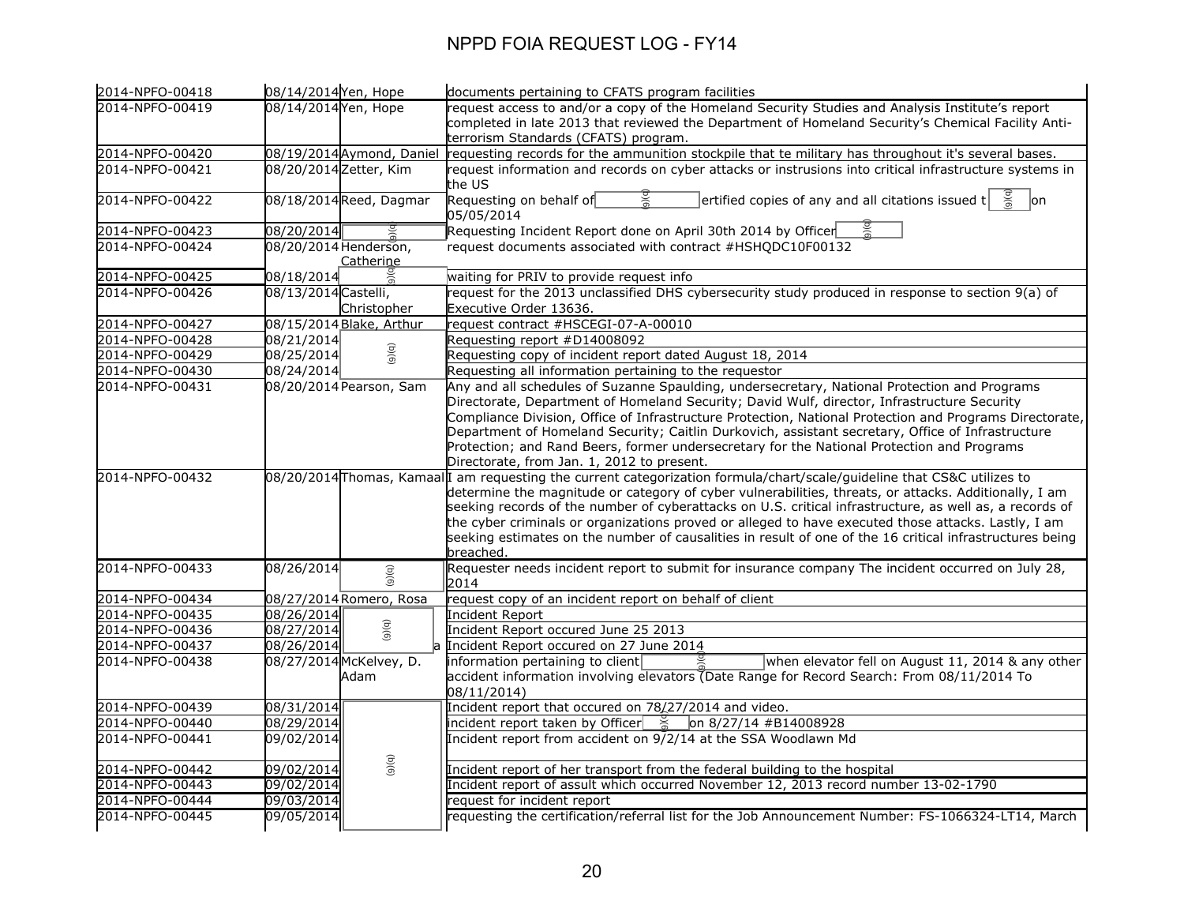# NPPD FOIA REQUEST LOG - FY14

| | | | |
|---|---|---|---|
| 2014-NPFO-00418 | 08/14/2014 | Yen, Hope | documents pertaining to CFATS program facilities |
| 2014-NPFO-00419 | 08/14/2014 | Yen, Hope | request access to and/or a copy of the Homeland Security Studies and Analysis Institute's report completed in late 2013 that reviewed the Department of Homeland Security's Chemical Facility Anti-terrorism Standards (CFATS) program. |
| 2014-NPFO-00420 | 08/19/2014 | Aymond, Daniel | requesting records for the ammunition stockpile that te military has throughout it's several bases. |
| 2014-NPFO-00421 | 08/20/2014 | Zetter, Kim | request information and records on cyber attacks or instrusions into critical infrastructure systems in the US |
| 2014-NPFO-00422 | 08/18/2014 | Reed, Dagmar | Requesting on behalf of (b)(6) ertified copies of any and all citations issued t (b)(6) on 05/05/2014 |
| 2014-NPFO-00423 | 08/20/2014 | (b)(6) | Requesting Incident Report done on April 30th 2014 by Officer (b)(6) |
| 2014-NPFO-00424 | 08/20/2014 | Henderson, Catherine | request documents associated with contract #HSHQDC10F00132 |
| 2014-NPFO-00425 | 08/18/2014 | (b)(6) | waiting for PRIV to provide request info |
| 2014-NPFO-00426 | 08/13/2014 | Castelli, Christopher | request for the 2013 unclassified DHS cybersecurity study produced in response to section 9(a) of Executive Order 13636. |
| 2014-NPFO-00427 | 08/15/2014 | Blake, Arthur | request contract #HSCEGI-07-A-00010 |
| 2014-NPFO-00428 | 08/21/2014 | (b)(6) | Requesting report #D14008092 |
| 2014-NPFO-00429 | 08/25/2014 | (b)(6) | Requesting copy of incident report dated August 18, 2014 |
| 2014-NPFO-00430 | 08/24/2014 | (b)(6) | Requesting all information pertaining to the requestor |
| 2014-NPFO-00431 | 08/20/2014 | Pearson, Sam | Any and all schedules of Suzanne Spaulding, undersecretary, National Protection and Programs Directorate, Department of Homeland Security; David Wulf, director, Infrastructure Security Compliance Division, Office of Infrastructure Protection, National Protection and Programs Directorate, Department of Homeland Security; Caitlin Durkovich, assistant secretary, Office of Infrastructure Protection; and Rand Beers, former undersecretary for the National Protection and Programs Directorate, from Jan. 1, 2012 to present. |
| 2014-NPFO-00432 | 08/20/2014 | Thomas, Kamaal | I am requesting the current categorization formula/chart/scale/guideline that CS&C utilizes to determine the magnitude or category of cyber vulnerabilities, threats, or attacks. Additionally, I am seeking records of the number of cyberattacks on U.S. critical infrastructure, as well as, a records of the cyber criminals or organizations proved or alleged to have executed those attacks. Lastly, I am seeking estimates on the number of causalities in result of one of the 16 critical infrastructures being breached. |
| 2014-NPFO-00433 | 08/26/2014 | (b)(6) | Requester needs incident report to submit for insurance company The incident occurred on July 28, 2014 |
| 2014-NPFO-00434 | 08/27/2014 | Romero, Rosa | request copy of an incident report on behalf of client |
| 2014-NPFO-00435 | 08/26/2014 | (b)(6) | Incident Report |
| 2014-NPFO-00436 | 08/27/2014 | (b)(6) | Incident Report occured June 25 2013 |
| 2014-NPFO-00437 | 08/26/2014 | (b)(6) a | Incident Report occured on 27 June 2014 |
| 2014-NPFO-00438 | 08/27/2014 | McKelvey, D. Adam | information pertaining to client (b)(6) when elevator fell on August 11, 2014 & any other accident information involving elevators (Date Range for Record Search: From 08/11/2014 To 08/11/2014) |
| 2014-NPFO-00439 | 08/31/2014 | (b)(6) | Incident report that occured on 78/27/2014 and video. |
| 2014-NPFO-00440 | 08/29/2014 | (b)(6) | incident report taken by Officer (b)(6) on 8/27/14 #B14008928 |
| 2014-NPFO-00441 | 09/02/2014 | (b)(6) | Incident report from accident on 9/2/14 at the SSA Woodlawn Md |
| 2014-NPFO-00442 | 09/02/2014 | (b)(6) | Incident report of her transport from the federal building to the hospital |
| 2014-NPFO-00443 | 09/02/2014 | (b)(6) | Incident report of assult which occurred November 12, 2013 record number 13-02-1790 |
| 2014-NPFO-00444 | 09/03/2014 | (b)(6) | request for incident report |
| 2014-NPFO-00445 | 09/05/2014 | (b)(6) | requesting the certification/referral list for the Job Announcement Number: FS-1066324-LT14, March |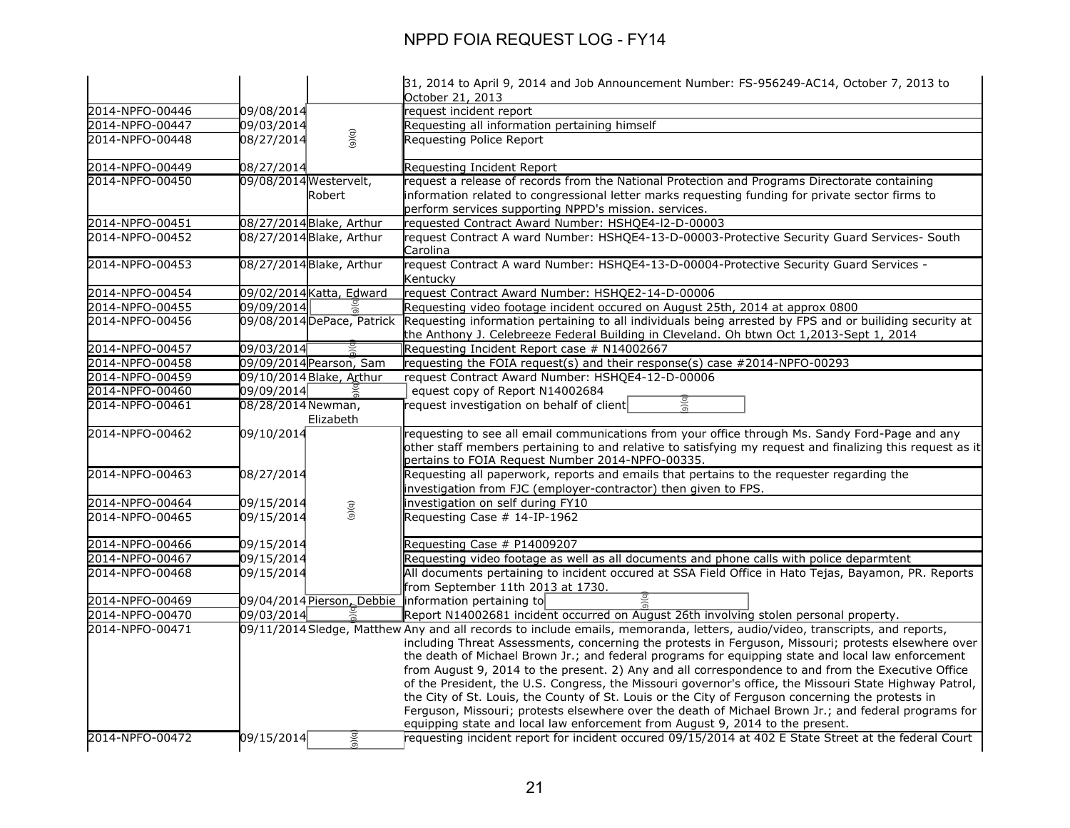# NPPD FOIA REQUEST LOG - FY14

| | | | |
|---|---|---|---|
| | | | 31, 2014 to April 9, 2014 and Job Announcement Number: FS-956249-AC14, October 7, 2013 to October 21, 2013 |
| 2014-NPFO-00446 | 09/08/2014 | (b)(6) | request incident report |
| 2014-NPFO-00447 | 09/03/2014 | (b)(6) | Requesting all information pertaining himself |
| 2014-NPFO-00448 | 08/27/2014 | (b)(6) | Requesting Police Report |
| 2014-NPFO-00449 | 08/27/2014 | (b)(6) | Requesting Incident Report |
| 2014-NPFO-00450 | 09/08/2014 | Westervelt, Robert | request a release of records from the National Protection and Programs Directorate containing information related to congressional letter marks requesting funding for private sector firms to perform services supporting NPPD's mission. services. |
| 2014-NPFO-00451 | 08/27/2014 | Blake, Arthur | requested Contract Award Number: HSHQE4-l2-D-00003 |
| 2014-NPFO-00452 | 08/27/2014 | Blake, Arthur | request Contract A ward Number: HSHQE4-13-D-00003-Protective Security Guard Services- South Carolina |
| 2014-NPFO-00453 | 08/27/2014 | Blake, Arthur | request Contract A ward Number: HSHQE4-13-D-00004-Protective Security Guard Services - Kentucky |
| 2014-NPFO-00454 | 09/02/2014 | Katta, Edward | request Contract Award Number: HSHQE2-14-D-00006 |
| 2014-NPFO-00455 | 09/09/2014 | (b)(6) | Requesting video footage incident occured on August 25th, 2014 at approx 0800 |
| 2014-NPFO-00456 | 09/08/2014 | DePace, Patrick | Requesting information pertaining to all individuals being arrested by FPS and or builiding security at the Anthony J. Celebreeze Federal Building in Cleveland. Oh btwn Oct 1,2013-Sept 1, 2014 |
| 2014-NPFO-00457 | 09/03/2014 | (b)(6) | Requesting Incident Report case # N14002667 |
| 2014-NPFO-00458 | 09/09/2014 | Pearson, Sam | requesting the FOIA request(s) and their response(s) case #2014-NPFO-00293 |
| 2014-NPFO-00459 | 09/10/2014 | Blake, Arthur | request Contract Award Number: HSHQE4-12-D-00006 |
| 2014-NPFO-00460 | 09/09/2014 | (b)(6) | equest copy of Report N14002684 |
| 2014-NPFO-00461 | 08/28/2014 | Newman, Elizabeth | request investigation on behalf of client (b)(6) |
| 2014-NPFO-00462 | 09/10/2014 | (b)(6) | requesting to see all email communications from your office through Ms. Sandy Ford-Page and any other staff members pertaining to and relative to satisfying my request and finalizing this request as it pertains to FOIA Request Number 2014-NPFO-00335. |
| 2014-NPFO-00463 | 08/27/2014 | (b)(6) | Requesting all paperwork, reports and emails that pertains to the requester regarding the investigation from FJC (employer-contractor) then given to FPS. |
| 2014-NPFO-00464 | 09/15/2014 | (b)(6) | investigation on self during FY10 |
| 2014-NPFO-00465 | 09/15/2014 | (b)(6) | Requesting Case # 14-IP-1962 |
| 2014-NPFO-00466 | 09/15/2014 | (b)(6) | Requesting Case # P14009207 |
| 2014-NPFO-00467 | 09/15/2014 | (b)(6) | Requesting video footage as well as all documents and phone calls with police deparmtent |
| 2014-NPFO-00468 | 09/15/2014 | (b)(6) | All documents pertaining to incident occured at SSA Field Office in Hato Tejas, Bayamon, PR. Reports from September 11th 2013 at 1730. |
| 2014-NPFO-00469 | 09/04/2014 | Pierson, Debbie | information pertaining to (b)(6) |
| 2014-NPFO-00470 | 09/03/2014 | (b)(6) | Report N14002681 incident occurred on August 26th involving stolen personal property. |
| 2014-NPFO-00471 | 09/11/2014 | Sledge, Matthew | Any and all records to include emails, memoranda, letters, audio/video, transcripts, and reports, including Threat Assessments, concerning the protests in Ferguson, Missouri; protests elsewhere over the death of Michael Brown Jr.; and federal programs for equipping state and local law enforcement from August 9, 2014 to the present. 2) Any and all correspondence to and from the Executive Office of the President, the U.S. Congress, the Missouri governor's office, the Missouri State Highway Patrol, the City of St. Louis, the County of St. Louis or the City of Ferguson concerning the protests in Ferguson, Missouri; protests elsewhere over the death of Michael Brown Jr.; and federal programs for equipping state and local law enforcement from August 9, 2014 to the present. |
| 2014-NPFO-00472 | 09/15/2014 | (b)(6) | requesting incident report for incident occured 09/15/2014 at 402 E State Street at the federal Court |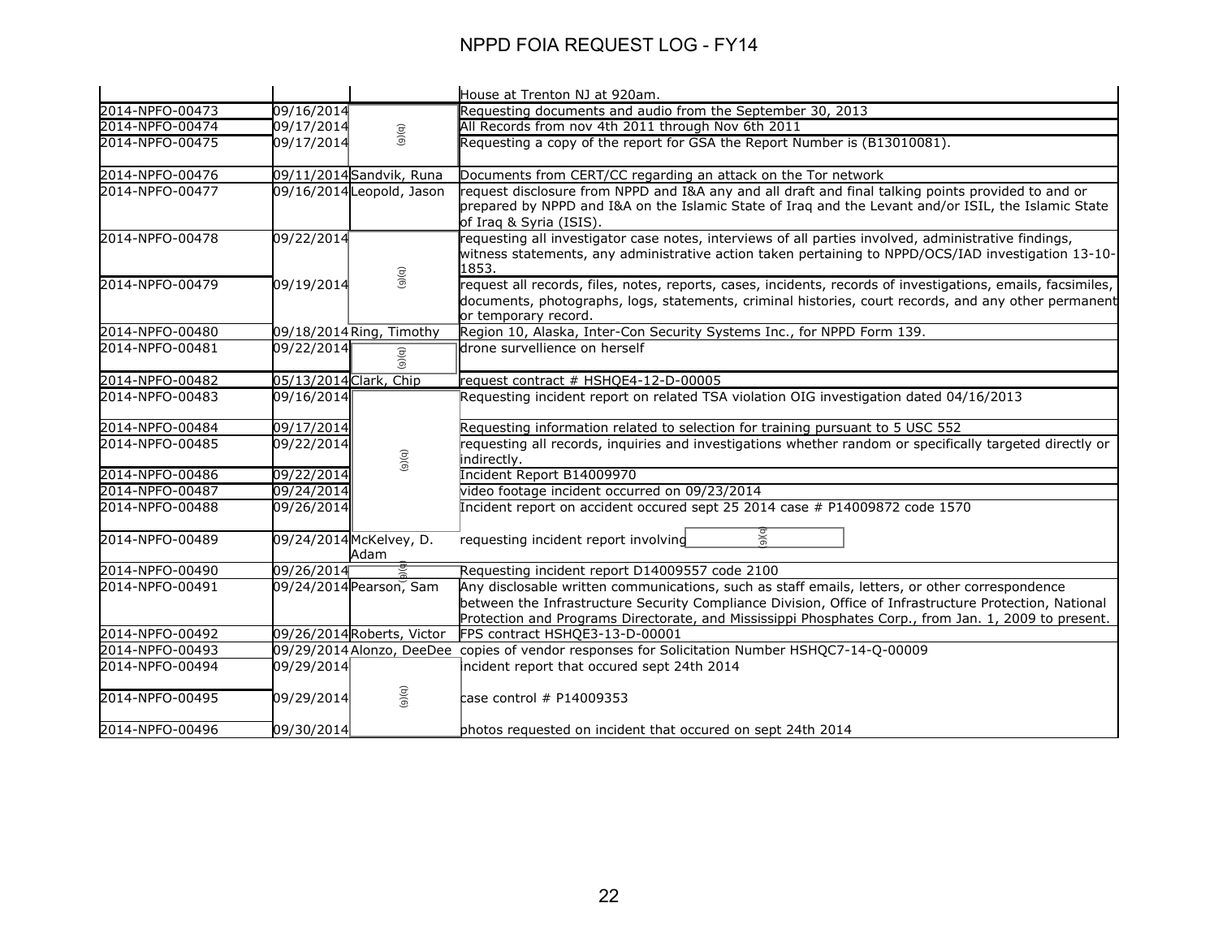# NPPD FOIA REQUEST LOG - FY14

| | | | |
|---|---|---|---|
| | | | House at Trenton NJ at 920am. |
| 2014-NPFO-00473 | 09/16/2014 | (b)(6) | Requesting documents and audio from the September 30, 2013 |
| 2014-NPFO-00474 | 09/17/2014 | | All Records from nov 4th 2011 through Nov 6th 2011 |
| 2014-NPFO-00475 | 09/17/2014 | | Requesting a copy of the report for GSA the Report Number is (B13010081). |
| 2014-NPFO-00476 | 09/11/2014 | Sandvik, Runa | Documents from CERT/CC regarding an attack on the Tor network |
| 2014-NPFO-00477 | 09/16/2014 | Leopold, Jason | request disclosure from NPPD and I&A any and all draft and final talking points provided to and or prepared by NPPD and I&A on the Islamic State of Iraq and the Levant and/or ISIL, the Islamic State of Iraq & Syria (ISIS). |
| 2014-NPFO-00478 | 09/22/2014 | (b)(6) | requesting all investigator case notes, interviews of all parties involved, administrative findings, witness statements, any administrative action taken pertaining to NPPD/OCS/IAD investigation 13-10-1853. |
| 2014-NPFO-00479 | 09/19/2014 | | request all records, files, notes, reports, cases, incidents, records of investigations, emails, facsimiles, documents, photographs, logs, statements, criminal histories, court records, and any other permanent or temporary record. |
| 2014-NPFO-00480 | 09/18/2014 | Ring, Timothy | Region 10, Alaska, Inter-Con Security Systems Inc., for NPPD Form 139. |
| 2014-NPFO-00481 | 09/22/2014 | (b)(6) | drone survellience on herself |
| 2014-NPFO-00482 | 05/13/2014 | Clark, Chip | request contract # HSHQE4-12-D-00005 |
| 2014-NPFO-00483 | 09/16/2014 | (b)(6) | Requesting incident report on related TSA violation OIG investigation dated 04/16/2013 |
| 2014-NPFO-00484 | 09/17/2014 | | Requesting information related to selection for training pursuant to 5 USC 552 |
| 2014-NPFO-00485 | 09/22/2014 | | requesting all records, inquiries and investigations whether random or specifically targeted directly or indirectly. |
| 2014-NPFO-00486 | 09/22/2014 | | Incident Report B14009970 |
| 2014-NPFO-00487 | 09/24/2014 | | video footage incident occurred on 09/23/2014 |
| 2014-NPFO-00488 | 09/26/2014 | | Incident report on accident occured sept 25 2014 case # P14009872 code 1570 |
| 2014-NPFO-00489 | 09/24/2014 | McKelvey, D. Adam | requesting incident report involving (b)(6) |
| 2014-NPFO-00490 | 09/26/2014 | (b)(6) | Requesting incident report D14009557 code 2100 |
| 2014-NPFO-00491 | 09/24/2014 | Pearson, Sam | Any disclosable written communications, such as staff emails, letters, or other correspondence between the Infrastructure Security Compliance Division, Office of Infrastructure Protection, National Protection and Programs Directorate, and Mississippi Phosphates Corp., from Jan. 1, 2009 to present. |
| 2014-NPFO-00492 | 09/26/2014 | Roberts, Victor | FPS contract HSHQE3-13-D-00001 |
| 2014-NPFO-00493 | 09/29/2014 | Alonzo, DeeDee | copies of vendor responses for Solicitation Number HSHQC7-14-Q-00009 |
| 2014-NPFO-00494 | 09/29/2014 | (b)(6) | incident report that occured sept 24th 2014 |
| 2014-NPFO-00495 | 09/29/2014 | | case control # P14009353 |
| 2014-NPFO-00496 | 09/30/2014 | | photos requested on incident that occured on sept 24th 2014 |